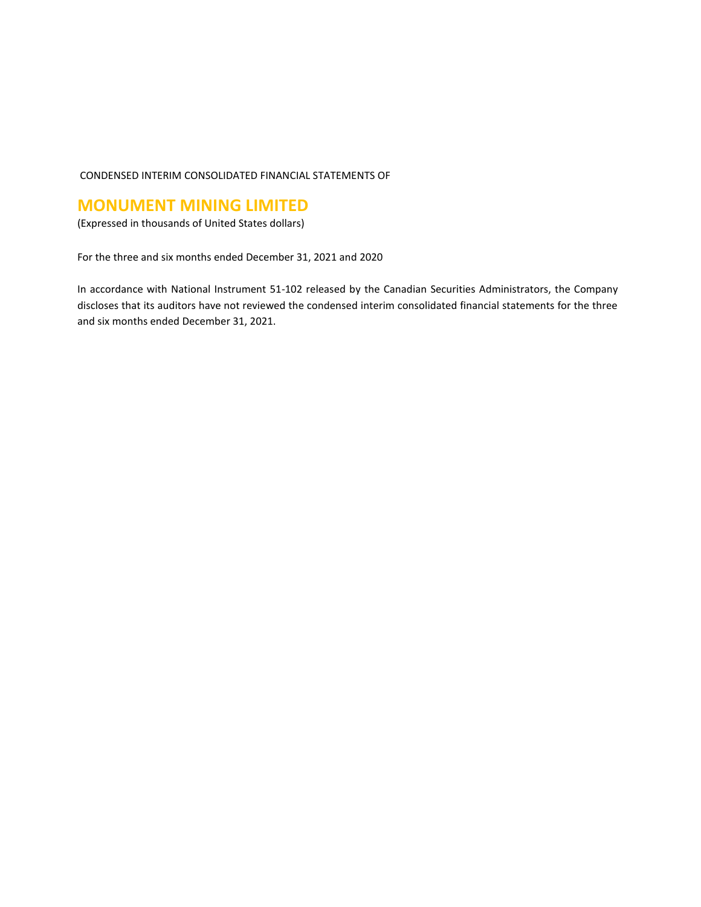CONDENSED INTERIM CONSOLIDATED FINANCIAL STATEMENTS OF

# MONUMENT MINING LIMITED

(Expressed in thousands of United States dollars)

For the three and six months ended December 31, 2021 and 2020

In accordance with National Instrument 51-102 released by the Canadian Securities Administrators, the Company discloses that its auditors have not reviewed the condensed interim consolidated financial statements for the three and six months ended December 31, 2021.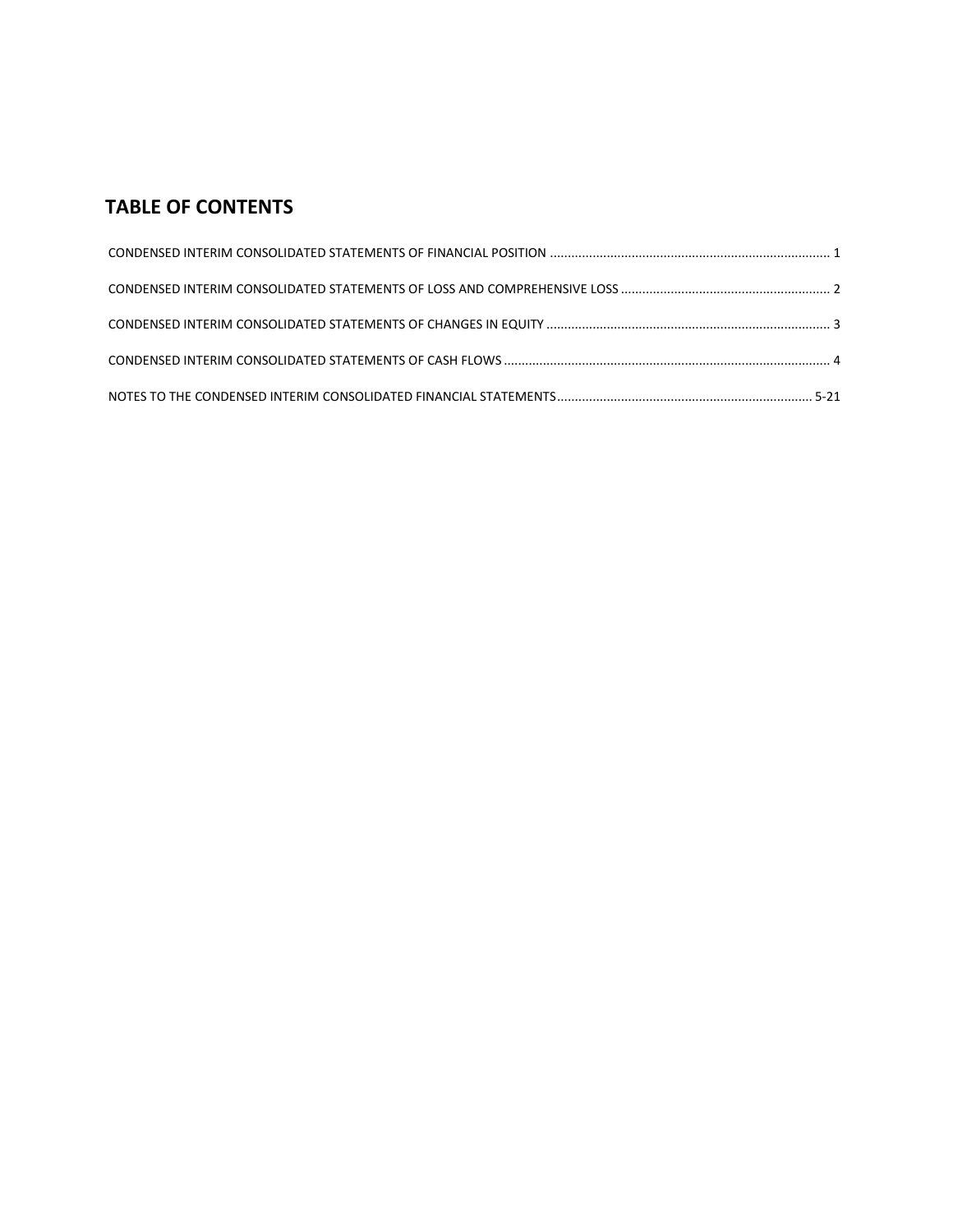# TABLE OF CONTENTS

CONDENSED INTERIM CONSOLIDATED STATEMENTS OF FINANCIAL POSITION ........................................................................... 1

CONDENSED INTERIM CONSOLIDATED STATEMENTS OF LOSS AND COMPREHENSIVE LOSS ........................................................... 2

CONDENSED INTERIM CONSOLIDATED STATEMENTS OF CHANGES IN EQUITY ............................................................................... 3

CONDENSED INTERIM CONSOLIDATED STATEMENTS OF CASH FLOWS ........................................................................................... 4

NOTES TO THE CONDENSED INTERIM CONSOLIDATED FINANCIAL STATEMENTS ........................................................................ 5-21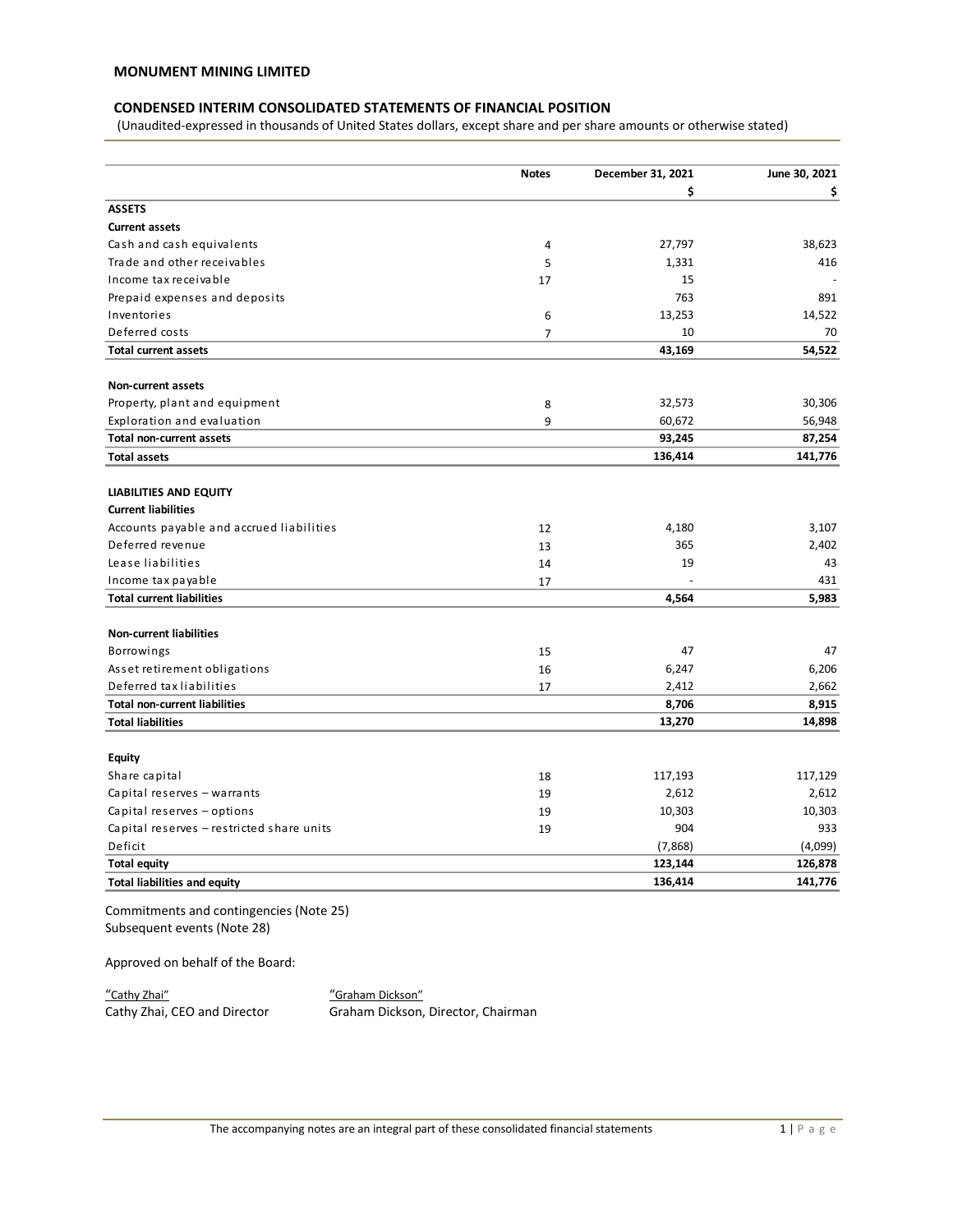**MONUMENT MINING LIMITED**

**CONDENSED INTERIM CONSOLIDATED STATEMENTS OF FINANCIAL POSITION**

(Unaudited-expressed in thousands of United States dollars, except share and per share amounts or otherwise stated)

| | Notes | December 31, 2021 | June 30, 2021 |
|---|---|---|---|
| | | $ | $ |
| **ASSETS** | | | |
| **Current assets** | | | |
| Cash and cash equivalents | 4 | 27,797 | 38,623 |
| Trade and other receivables | 5 | 1,331 | 416 |
| Income tax receivable | 17 | 15 | - |
| Prepaid expenses and deposits | | 763 | 891 |
| Inventories | 6 | 13,253 | 14,522 |
| Deferred costs | 7 | 10 | 70 |
| **Total current assets** | | **43,169** | **54,522** |
| | | | |
| **Non-current assets** | | | |
| Property, plant and equipment | 8 | 32,573 | 30,306 |
| Exploration and evaluation | 9 | 60,672 | 56,948 |
| **Total non-current assets** | | **93,245** | **87,254** |
| **Total assets** | | **136,414** | **141,776** |
| | | | |
| **LIABILITIES AND EQUITY** | | | |
| **Current liabilities** | | | |
| Accounts payable and accrued liabilities | 12 | 4,180 | 3,107 |
| Deferred revenue | 13 | 365 | 2,402 |
| Lease liabilities | 14 | 19 | 43 |
| Income tax payable | 17 | - | 431 |
| **Total current liabilities** | | **4,564** | **5,983** |
| | | | |
| **Non-current liabilities** | | | |
| Borrowings | 15 | 47 | 47 |
| Asset retirement obligations | 16 | 6,247 | 6,206 |
| Deferred tax liabilities | 17 | 2,412 | 2,662 |
| **Total non-current liabilities** | | **8,706** | **8,915** |
| **Total liabilities** | | **13,270** | **14,898** |
| | | | |
| **Equity** | | | |
| Share capital | 18 | 117,193 | 117,129 |
| Capital reserves – warrants | 19 | 2,612 | 2,612 |
| Capital reserves – options | 19 | 10,303 | 10,303 |
| Capital reserves – restricted share units | 19 | 904 | 933 |
| Deficit | | (7,868) | (4,099) |
| **Total equity** | | **123,144** | **126,878** |
| **Total liabilities and equity** | | **136,414** | **141,776** |

Commitments and contingencies (Note 25)
Subsequent events (Note 28)

Approved on behalf of the Board:

"Cathy Zhai"
Cathy Zhai, CEO and Director

"Graham Dickson"
Graham Dickson, Director, Chairman

The accompanying notes are an integral part of these consolidated financial statements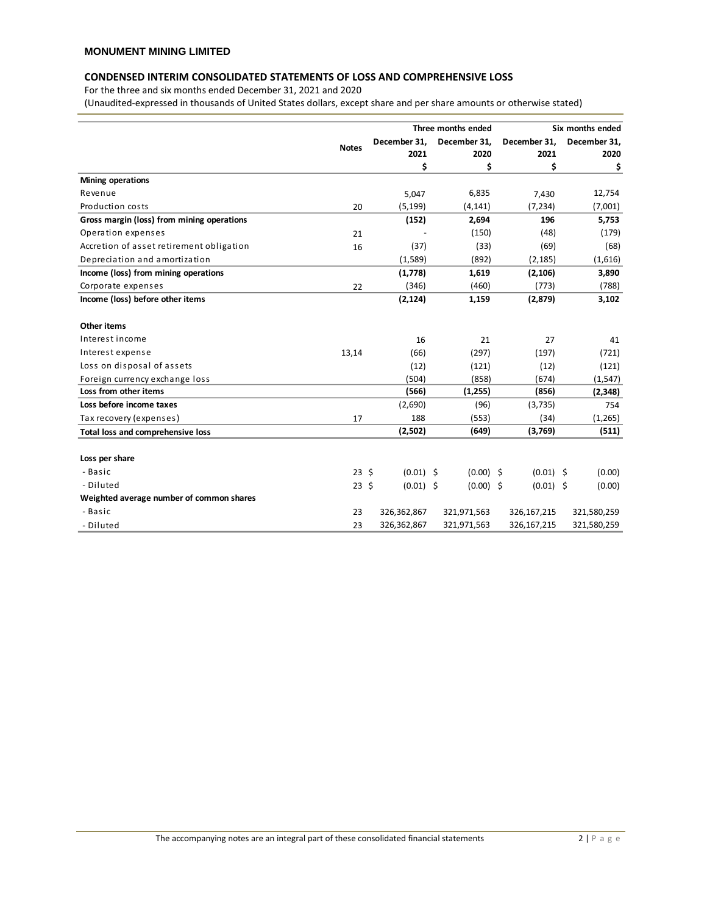**MONUMENT MINING LIMITED**

## CONDENSED INTERIM CONSOLIDATED STATEMENTS OF LOSS AND COMPREHENSIVE LOSS

For the three and six months ended December 31, 2021 and 2020

(Unaudited-expressed in thousands of United States dollars, except share and per share amounts or otherwise stated)

| | Notes | Three months ended | | Six months ended | |
|---|---|---|---|---|---|
| | | December 31, 2021 | December 31, 2020 | December 31, 2021 | December 31, 2020 |
| | | $ | $ | $ | $ |
| **Mining operations** | | | | | |
| Revenue | | 5,047 | 6,835 | 7,430 | 12,754 |
| Production costs | 20 | (5,199) | (4,141) | (7,234) | (7,001) |
| **Gross margin (loss) from mining operations** | | **(152)** | **2,694** | **196** | **5,753** |
| Operation expenses | 21 | - | (150) | (48) | (179) |
| Accretion of asset retirement obligation | 16 | (37) | (33) | (69) | (68) |
| Depreciation and amortization | | (1,589) | (892) | (2,185) | (1,616) |
| **Income (loss) from mining operations** | | **(1,778)** | **1,619** | **(2,106)** | **3,890** |
| Corporate expenses | 22 | (346) | (460) | (773) | (788) |
| **Income (loss) before other items** | | **(2,124)** | **1,159** | **(2,879)** | **3,102** |
| | | | | | |
| **Other items** | | | | | |
| Interest income | | 16 | 21 | 27 | 41 |
| Interest expense | 13,14 | (66) | (297) | (197) | (721) |
| Loss on disposal of assets | | (12) | (121) | (12) | (121) |
| Foreign currency exchange loss | | (504) | (858) | (674) | (1,547) |
| **Loss from other items** | | **(566)** | **(1,255)** | **(856)** | **(2,348)** |
| **Loss before income taxes** | | (2,690) | (96) | (3,735) | 754 |
| Tax recovery (expenses) | 17 | 188 | (553) | (34) | (1,265) |
| **Total loss and comprehensive loss** | | **(2,502)** | **(649)** | **(3,769)** | **(511)** |
| | | | | | |
| **Loss per share** | | | | | |
| - Basic | 23 | $ (0.01) | $ (0.00) | $ (0.01) | $ (0.00) |
| - Diluted | 23 | $ (0.01) | $ (0.00) | $ (0.01) | $ (0.00) |
| **Weighted average number of common shares** | | | | | |
| - Basic | 23 | 326,362,867 | 321,971,563 | 326,167,215 | 321,580,259 |
| - Diluted | 23 | 326,362,867 | 321,971,563 | 326,167,215 | 321,580,259 |

The accompanying notes are an integral part of these consolidated financial statements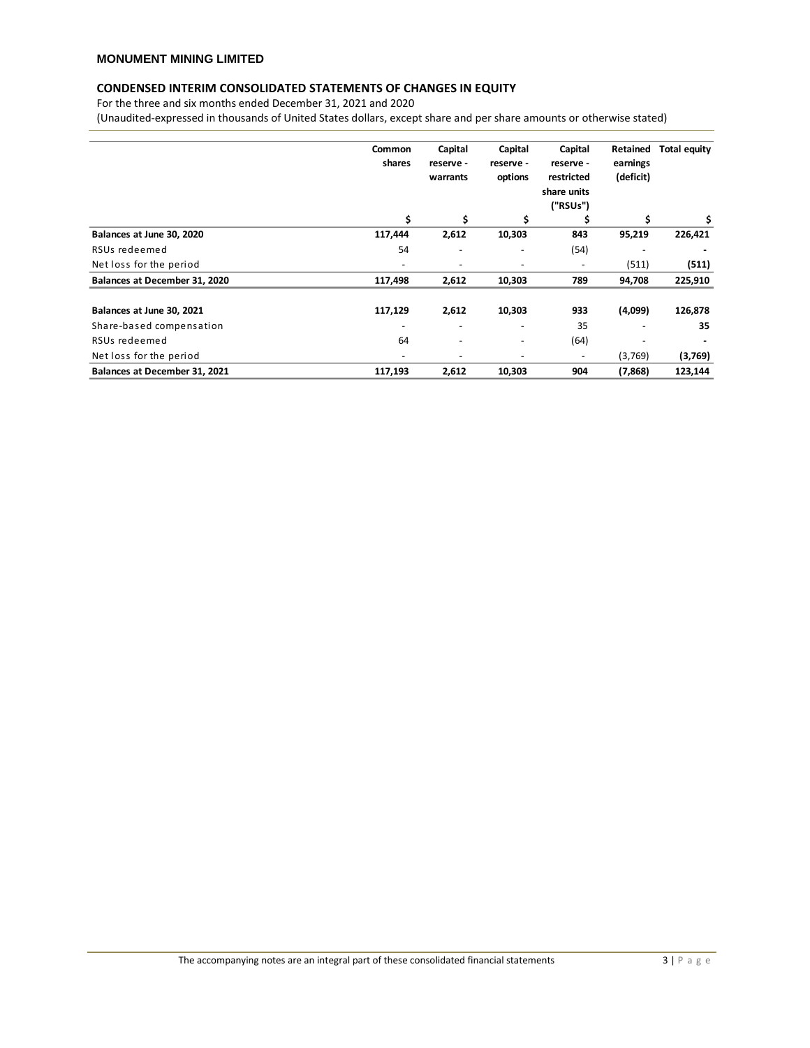**MONUMENT MINING LIMITED**

## CONDENSED INTERIM CONSOLIDATED STATEMENTS OF CHANGES IN EQUITY

For the three and six months ended December 31, 2021 and 2020

(Unaudited-expressed in thousands of United States dollars, except share and per share amounts or otherwise stated)

| | Common shares | Capital reserve - warrants | Capital reserve - options | Capital reserve - restricted share units ("RSUs") | Retained earnings (deficit) | Total equity |
|---|---|---|---|---|---|---|
| | $ | $ | $ | $ | $ | $ |
| **Balances at June 30, 2020** | **117,444** | **2,612** | **10,303** | **843** | **95,219** | **226,421** |
| RSUs redeemed | 54 | - | - | (54) | - | - |
| Net loss for the period | - | - | - | - | (511) | **(511)** |
| **Balances at December 31, 2020** | **117,498** | **2,612** | **10,303** | **789** | **94,708** | **225,910** |
| | | | | | | |
| **Balances at June 30, 2021** | **117,129** | **2,612** | **10,303** | **933** | **(4,099)** | **126,878** |
| Share-based compensation | - | - | - | 35 | - | **35** |
| RSUs redeemed | 64 | - | - | (64) | - | - |
| Net loss for the period | - | - | - | - | (3,769) | **(3,769)** |
| **Balances at December 31, 2021** | **117,193** | **2,612** | **10,303** | **904** | **(7,868)** | **123,144** |

The accompanying notes are an integral part of these consolidated financial statements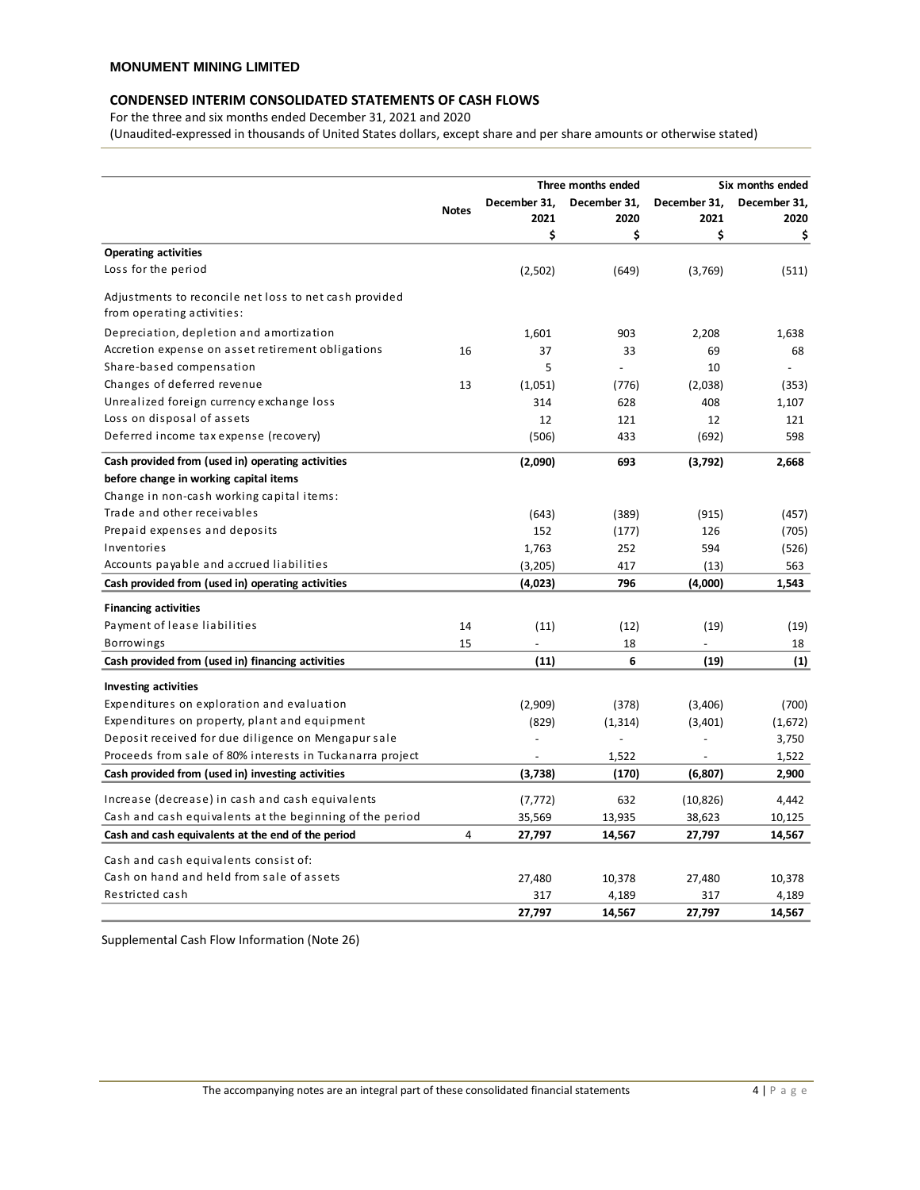**MONUMENT MINING LIMITED**

## CONDENSED INTERIM CONSOLIDATED STATEMENTS OF CASH FLOWS

For the three and six months ended December 31, 2021 and 2020

(Unaudited-expressed in thousands of United States dollars, except share and per share amounts or otherwise stated)

| | Notes | Three months ended | | Six months ended | |
|---|---|---|---|---|---|
| | | December 31, 2021 | December 31, 2020 | December 31, 2021 | December 31, 2020 |
| | | $ | $ | $ | $ |
| **Operating activities** | | | | | |
| Loss for the period | | (2,502) | (649) | (3,769) | (511) |
| Adjustments to reconcile net loss to net cash provided from operating activities: | | | | | |
| Depreciation, depletion and amortization | | 1,601 | 903 | 2,208 | 1,638 |
| Accretion expense on asset retirement obligations | 16 | 37 | 33 | 69 | 68 |
| Share-based compensation | | 5 | - | 10 | - |
| Changes of deferred revenue | 13 | (1,051) | (776) | (2,038) | (353) |
| Unrealized foreign currency exchange loss | | 314 | 628 | 408 | 1,107 |
| Loss on disposal of assets | | 12 | 121 | 12 | 121 |
| Deferred income tax expense (recovery) | | (506) | 433 | (692) | 598 |
| **Cash provided from (used in) operating activities before change in working capital items** | | **(2,090)** | **693** | **(3,792)** | **2,668** |
| Change in non-cash working capital items: | | | | | |
| Trade and other receivables | | (643) | (389) | (915) | (457) |
| Prepaid expenses and deposits | | 152 | (177) | 126 | (705) |
| Inventories | | 1,763 | 252 | 594 | (526) |
| Accounts payable and accrued liabilities | | (3,205) | 417 | (13) | 563 |
| **Cash provided from (used in) operating activities** | | **(4,023)** | **796** | **(4,000)** | **1,543** |
| **Financing activities** | | | | | |
| Payment of lease liabilities | 14 | (11) | (12) | (19) | (19) |
| Borrowings | 15 | - | 18 | - | 18 |
| **Cash provided from (used in) financing activities** | | **(11)** | **6** | **(19)** | **(1)** |
| **Investing activities** | | | | | |
| Expenditures on exploration and evaluation | | (2,909) | (378) | (3,406) | (700) |
| Expenditures on property, plant and equipment | | (829) | (1,314) | (3,401) | (1,672) |
| Deposit received for due diligence on Mengapur sale | | - | - | - | 3,750 |
| Proceeds from sale of 80% interests in Tuckanarra project | | - | 1,522 | - | 1,522 |
| **Cash provided from (used in) investing activities** | | **(3,738)** | **(170)** | **(6,807)** | **2,900** |
| Increase (decrease) in cash and cash equivalents | | (7,772) | 632 | (10,826) | 4,442 |
| Cash and cash equivalents at the beginning of the period | | 35,569 | 13,935 | 38,623 | 10,125 |
| **Cash and cash equivalents at the end of the period** | 4 | **27,797** | **14,567** | **27,797** | **14,567** |
| Cash and cash equivalents consist of: | | | | | |
| Cash on hand and held from sale of assets | | 27,480 | 10,378 | 27,480 | 10,378 |
| Restricted cash | | 317 | 4,189 | 317 | 4,189 |
| | | **27,797** | **14,567** | **27,797** | **14,567** |

Supplemental Cash Flow Information (Note 26)

The accompanying notes are an integral part of these consolidated financial statements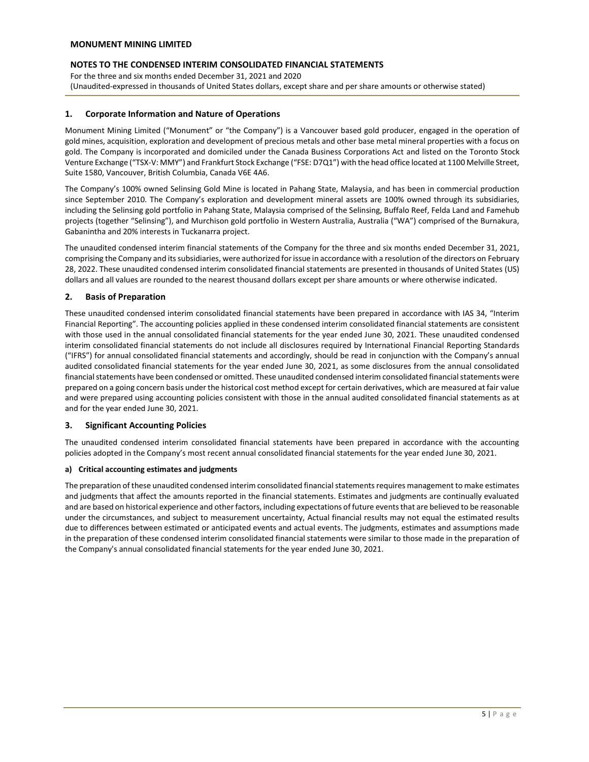## 1. Corporate Information and Nature of Operations

Monument Mining Limited ("Monument" or "the Company") is a Vancouver based gold producer, engaged in the operation of gold mines, acquisition, exploration and development of precious metals and other base metal mineral properties with a focus on gold. The Company is incorporated and domiciled under the Canada Business Corporations Act and listed on the Toronto Stock Venture Exchange ("TSX-V: MMY") and Frankfurt Stock Exchange ("FSE: D7Q1") with the head office located at 1100 Melville Street, Suite 1580, Vancouver, British Columbia, Canada V6E 4A6.

The Company's 100% owned Selinsing Gold Mine is located in Pahang State, Malaysia, and has been in commercial production since September 2010. The Company's exploration and development mineral assets are 100% owned through its subsidiaries, including the Selinsing gold portfolio in Pahang State, Malaysia comprised of the Selinsing, Buffalo Reef, Felda Land and Famehub projects (together "Selinsing"), and Murchison gold portfolio in Western Australia, Australia ("WA") comprised of the Burnakura, Gabanintha and 20% interests in Tuckanarra project.

The unaudited condensed interim financial statements of the Company for the three and six months ended December 31, 2021, comprising the Company and its subsidiaries, were authorized for issue in accordance with a resolution of the directors on February 28, 2022. These unaudited condensed interim consolidated financial statements are presented in thousands of United States (US) dollars and all values are rounded to the nearest thousand dollars except per share amounts or where otherwise indicated.

## 2. Basis of Preparation

These unaudited condensed interim consolidated financial statements have been prepared in accordance with IAS 34, "Interim Financial Reporting". The accounting policies applied in these condensed interim consolidated financial statements are consistent with those used in the annual consolidated financial statements for the year ended June 30, 2021. These unaudited condensed interim consolidated financial statements do not include all disclosures required by International Financial Reporting Standards ("IFRS") for annual consolidated financial statements and accordingly, should be read in conjunction with the Company's annual audited consolidated financial statements for the year ended June 30, 2021, as some disclosures from the annual consolidated financial statements have been condensed or omitted. These unaudited condensed interim consolidated financial statements were prepared on a going concern basis under the historical cost method except for certain derivatives, which are measured at fair value and were prepared using accounting policies consistent with those in the annual audited consolidated financial statements as at and for the year ended June 30, 2021.

## 3. Significant Accounting Policies

The unaudited condensed interim consolidated financial statements have been prepared in accordance with the accounting policies adopted in the Company's most recent annual consolidated financial statements for the year ended June 30, 2021.

#### a) Critical accounting estimates and judgments

The preparation of these unaudited condensed interim consolidated financial statements requires management to make estimates and judgments that affect the amounts reported in the financial statements. Estimates and judgments are continually evaluated and are based on historical experience and other factors, including expectations of future events that are believed to be reasonable under the circumstances, and subject to measurement uncertainty, Actual financial results may not equal the estimated results due to differences between estimated or anticipated events and actual events. The judgments, estimates and assumptions made in the preparation of these condensed interim consolidated financial statements were similar to those made in the preparation of the Company's annual consolidated financial statements for the year ended June 30, 2021.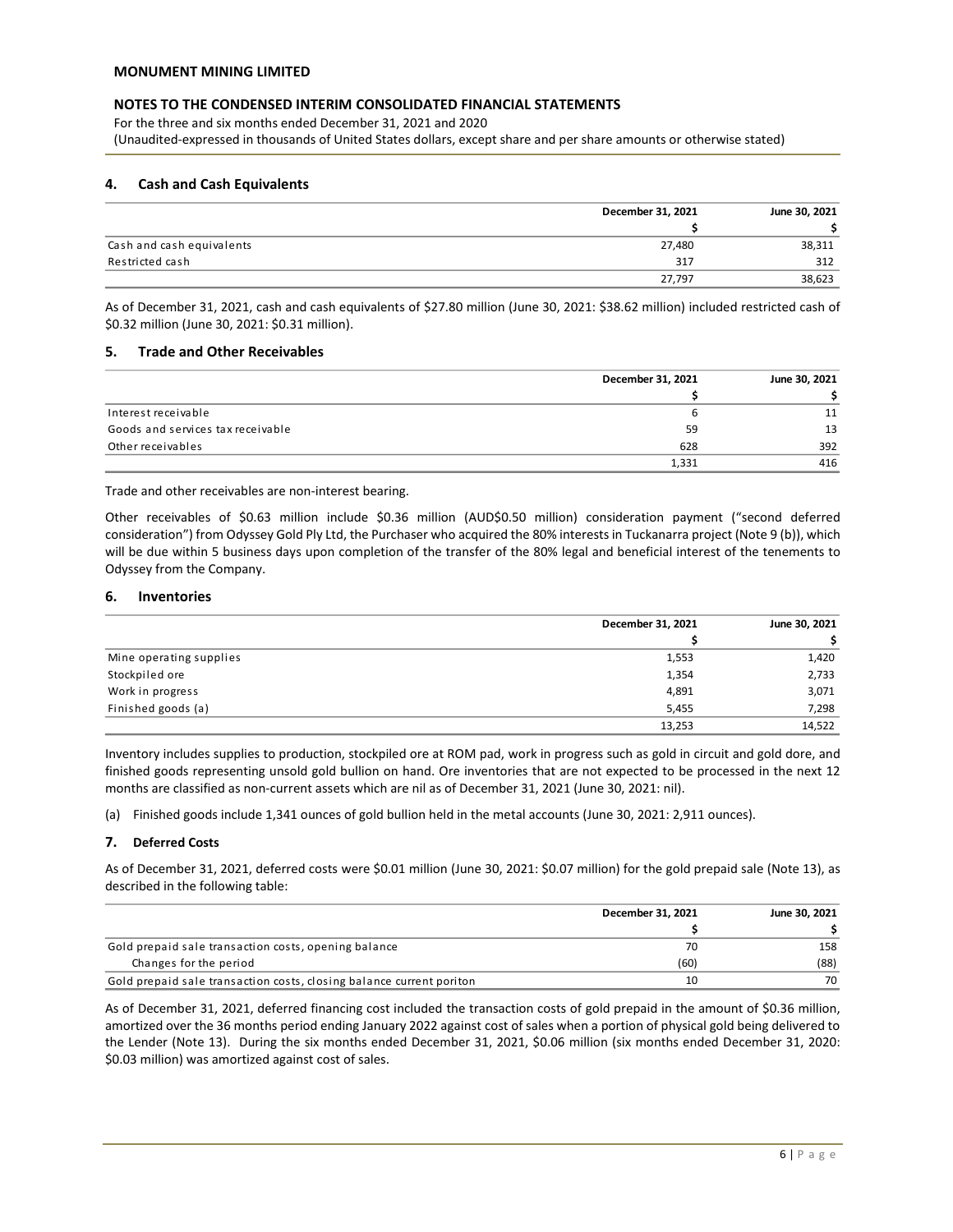## 4. Cash and Cash Equivalents

| | December 31, 2021 | June 30, 2021 |
|---|---|---|
| | $ | $ |
| Cash and cash equivalents | 27,480 | 38,311 |
| Restricted cash | 317 | 312 |
| | 27,797 | 38,623 |

As of December 31, 2021, cash and cash equivalents of $27.80 million (June 30, 2021: $38.62 million) included restricted cash of $0.32 million (June 30, 2021: $0.31 million).

## 5. Trade and Other Receivables

| | December 31, 2021 | June 30, 2021 |
|---|---|---|
| | $ | $ |
| Interest receivable | 6 | 11 |
| Goods and services tax receivable | 59 | 13 |
| Other receivables | 628 | 392 |
| | 1,331 | 416 |

Trade and other receivables are non-interest bearing.

Other receivables of $0.63 million include $0.36 million (AUD$0.50 million) consideration payment ("second deferred consideration") from Odyssey Gold Ply Ltd, the Purchaser who acquired the 80% interests in Tuckanarra project (Note 9 (b)), which will be due within 5 business days upon completion of the transfer of the 80% legal and beneficial interest of the tenements to Odyssey from the Company.

## 6. Inventories

| | December 31, 2021 | June 30, 2021 |
|---|---|---|
| | $ | $ |
| Mine operating supplies | 1,553 | 1,420 |
| Stockpiled ore | 1,354 | 2,733 |
| Work in progress | 4,891 | 3,071 |
| Finished goods (a) | 5,455 | 7,298 |
| | 13,253 | 14,522 |

Inventory includes supplies to production, stockpiled ore at ROM pad, work in progress such as gold in circuit and gold dore, and finished goods representing unsold gold bullion on hand. Ore inventories that are not expected to be processed in the next 12 months are classified as non-current assets which are nil as of December 31, 2021 (June 30, 2021: nil).

(a) Finished goods include 1,341 ounces of gold bullion held in the metal accounts (June 30, 2021: 2,911 ounces).

## 7. Deferred Costs

As of December 31, 2021, deferred costs were $0.01 million (June 30, 2021: $0.07 million) for the gold prepaid sale (Note 13), as described in the following table:

| | December 31, 2021 | June 30, 2021 |
|---|---|---|
| | $ | $ |
| Gold prepaid sale transaction costs, opening balance | 70 | 158 |
| Changes for the period | (60) | (88) |
| Gold prepaid sale transaction costs, closing balance current poriton | 10 | 70 |

As of December 31, 2021, deferred financing cost included the transaction costs of gold prepaid in the amount of $0.36 million, amortized over the 36 months period ending January 2022 against cost of sales when a portion of physical gold being delivered to the Lender (Note 13). During the six months ended December 31, 2021, $0.06 million (six months ended December 31, 2020: $0.03 million) was amortized against cost of sales.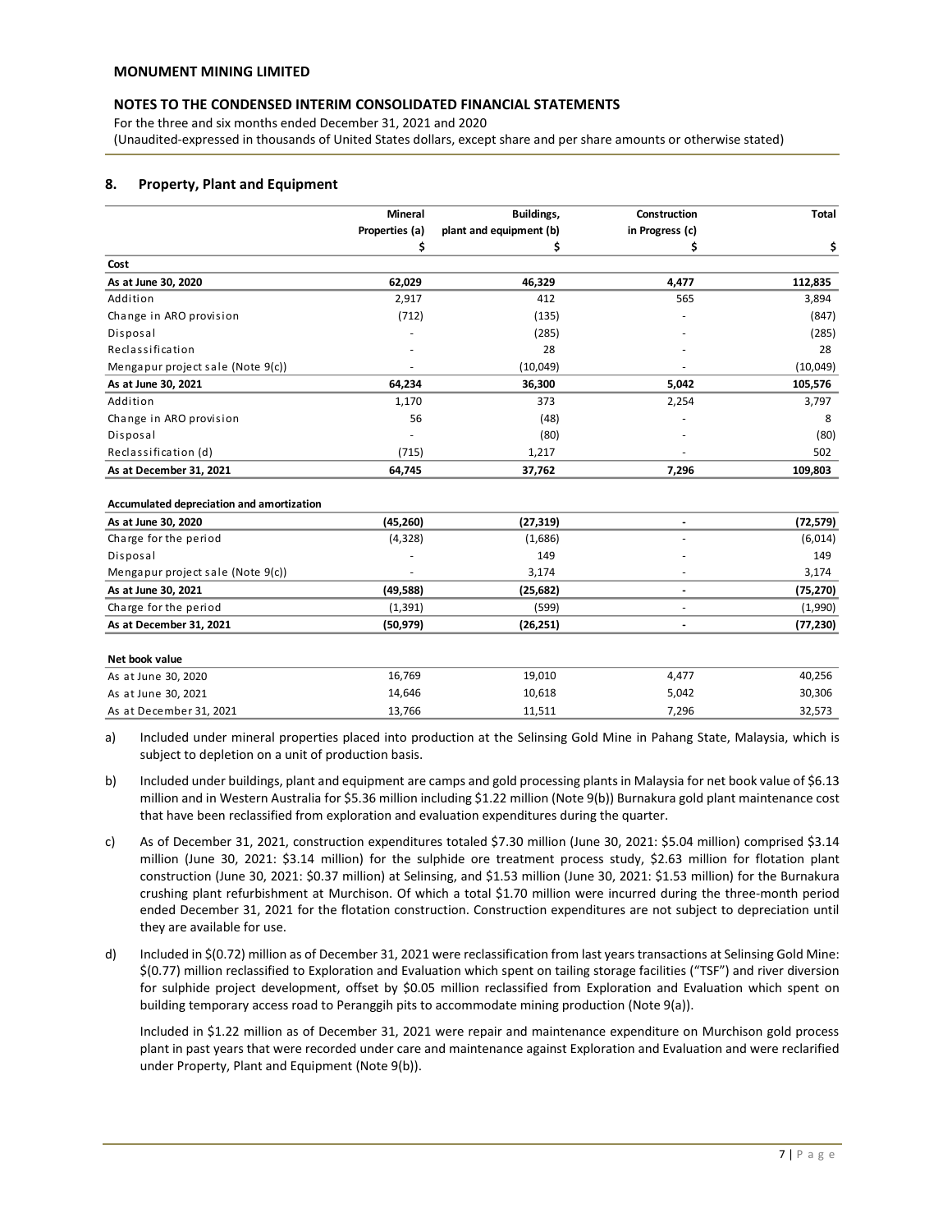**MONUMENT MINING LIMITED**

**NOTES TO THE CONDENSED INTERIM CONSOLIDATED FINANCIAL STATEMENTS**

For the three and six months ended December 31, 2021 and 2020

(Unaudited-expressed in thousands of United States dollars, except share and per share amounts or otherwise stated)

## 8. Property, Plant and Equipment

| | Mineral Properties (a) | Buildings, plant and equipment (b) | Construction in Progress (c) | Total |
|---|---|---|---|---|
| | $ | $ | $ | $ |
| **Cost** | | | | |
| **As at June 30, 2020** | **62,029** | **46,329** | **4,477** | **112,835** |
| Addition | 2,917 | 412 | 565 | 3,894 |
| Change in ARO provision | (712) | (135) | - | (847) |
| Disposal | - | (285) | - | (285) |
| Reclassification | - | 28 | - | 28 |
| Mengapur project sale (Note 9(c)) | - | (10,049) | - | (10,049) |
| **As at June 30, 2021** | **64,234** | **36,300** | **5,042** | **105,576** |
| Addition | 1,170 | 373 | 2,254 | 3,797 |
| Change in ARO provision | 56 | (48) | - | 8 |
| Disposal | - | (80) | - | (80) |
| Reclassification (d) | (715) | 1,217 | - | 502 |
| **As at December 31, 2021** | **64,745** | **37,762** | **7,296** | **109,803** |
| | | | | |
| **Accumulated depreciation and amortization** | | | | |
| **As at June 30, 2020** | **(45,260)** | **(27,319)** | **-** | **(72,579)** |
| Charge for the period | (4,328) | (1,686) | - | (6,014) |
| Disposal | - | 149 | - | 149 |
| Mengapur project sale (Note 9(c)) | - | 3,174 | - | 3,174 |
| **As at June 30, 2021** | **(49,588)** | **(25,682)** | **-** | **(75,270)** |
| Charge for the period | (1,391) | (599) | - | (1,990) |
| **As at December 31, 2021** | **(50,979)** | **(26,251)** | **-** | **(77,230)** |
| | | | | |
| **Net book value** | | | | |
| As at June 30, 2020 | 16,769 | 19,010 | 4,477 | 40,256 |
| As at June 30, 2021 | 14,646 | 10,618 | 5,042 | 30,306 |
| As at December 31, 2021 | 13,766 | 11,511 | 7,296 | 32,573 |

a) Included under mineral properties placed into production at the Selinsing Gold Mine in Pahang State, Malaysia, which is subject to depletion on a unit of production basis.

b) Included under buildings, plant and equipment are camps and gold processing plants in Malaysia for net book value of $6.13 million and in Western Australia for $5.36 million including $1.22 million (Note 9(b)) Burnakura gold plant maintenance cost that have been reclassified from exploration and evaluation expenditures during the quarter.

c) As of December 31, 2021, construction expenditures totaled $7.30 million (June 30, 2021: $5.04 million) comprised $3.14 million (June 30, 2021: $3.14 million) for the sulphide ore treatment process study, $2.63 million for flotation plant construction (June 30, 2021: $0.37 million) at Selinsing, and $1.53 million (June 30, 2021: $1.53 million) for the Burnakura crushing plant refurbishment at Murchison. Of which a total $1.70 million were incurred during the three-month period ended December 31, 2021 for the flotation construction. Construction expenditures are not subject to depreciation until they are available for use.

d) Included in $(0.72) million as of December 31, 2021 were reclassification from last years transactions at Selinsing Gold Mine: $(0.77) million reclassified to Exploration and Evaluation which spent on tailing storage facilities ("TSF") and river diversion for sulphide project development, offset by $0.05 million reclassified from Exploration and Evaluation which spent on building temporary access road to Peranggih pits to accommodate mining production (Note 9(a)).

   Included in $1.22 million as of December 31, 2021 were repair and maintenance expenditure on Murchison gold process plant in past years that were recorded under care and maintenance against Exploration and Evaluation and were reclarified under Property, Plant and Equipment (Note 9(b)).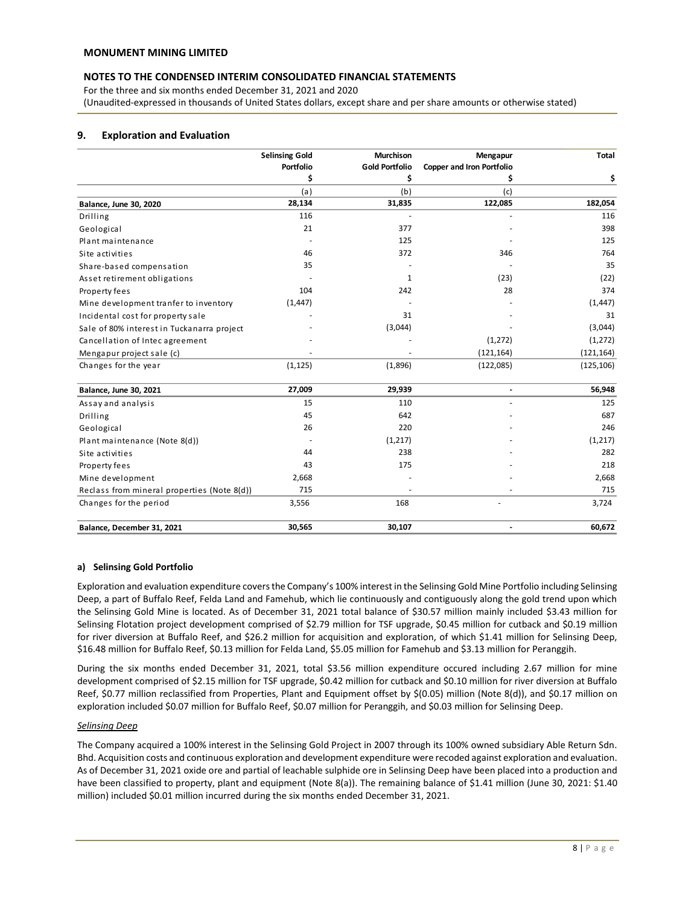## 9. Exploration and Evaluation

| | Selinsing Gold Portfolio | Murchison Gold Portfolio | Mengapur Copper and Iron Portfolio | Total |
|---|---|---|---|---|
| | $ | $ | $ | $ |
| | (a) | (b) | (c) | |
| **Balance, June 30, 2020** | **28,134** | **31,835** | **122,085** | **182,054** |
| Drilling | 116 | - | - | 116 |
| Geological | 21 | 377 | - | 398 |
| Plant maintenance | - | 125 | - | 125 |
| Site activities | 46 | 372 | 346 | 764 |
| Share-based compensation | 35 | - | - | 35 |
| Asset retirement obligations | - | 1 | (23) | (22) |
| Property fees | 104 | 242 | 28 | 374 |
| Mine development tranfer to inventory | (1,447) | - | - | (1,447) |
| Incidental cost for property sale | - | 31 | - | 31 |
| Sale of 80% interest in Tuckanarra project | - | (3,044) | - | (3,044) |
| Cancellation of Intec agreement | - | - | (1,272) | (1,272) |
| Mengapur project sale (c) | - | - | (121,164) | (121,164) |
| Changes for the year | (1,125) | (1,896) | (122,085) | (125,106) |
| **Balance, June 30, 2021** | **27,009** | **29,939** | **-** | **56,948** |
| Assay and analysis | 15 | 110 | - | 125 |
| Drilling | 45 | 642 | - | 687 |
| Geological | 26 | 220 | - | 246 |
| Plant maintenance (Note 8(d)) | - | (1,217) | - | (1,217) |
| Site activities | 44 | 238 | - | 282 |
| Property fees | 43 | 175 | - | 218 |
| Mine development | 2,668 | - | - | 2,668 |
| Reclass from mineral properties (Note 8(d)) | 715 | - | - | 715 |
| Changes for the period | 3,556 | 168 | - | 3,724 |
| **Balance, December 31, 2021** | **30,565** | **30,107** | **-** | **60,672** |

### a) Selinsing Gold Portfolio

Exploration and evaluation expenditure covers the Company's 100% interest in the Selinsing Gold Mine Portfolio including Selinsing Deep, a part of Buffalo Reef, Felda Land and Famehub, which lie continuously and contiguously along the gold trend upon which the Selinsing Gold Mine is located. As of December 31, 2021 total balance of $30.57 million mainly included $3.43 million for Selinsing Flotation project development comprised of $2.79 million for TSF upgrade, $0.45 million for cutback and $0.19 million for river diversion at Buffalo Reef, and $26.2 million for acquisition and exploration, of which $1.41 million for Selinsing Deep, $16.48 million for Buffalo Reef, $0.13 million for Felda Land, $5.05 million for Famehub and $3.13 million for Peranggih.

During the six months ended December 31, 2021, total $3.56 million expenditure occured including 2.67 million for mine development comprised of $2.15 million for TSF upgrade, $0.42 million for cutback and $0.10 million for river diversion at Buffalo Reef, $0.77 million reclassified from Properties, Plant and Equipment offset by $(0.05) million (Note 8(d)), and $0.17 million on exploration included $0.07 million for Buffalo Reef, $0.07 million for Peranggih, and $0.03 million for Selinsing Deep.

*Selinsing Deep*

The Company acquired a 100% interest in the Selinsing Gold Project in 2007 through its 100% owned subsidiary Able Return Sdn. Bhd. Acquisition costs and continuous exploration and development expenditure were recoded against exploration and evaluation. As of December 31, 2021 oxide ore and partial of leachable sulphide ore in Selinsing Deep have been placed into a production and have been classified to property, plant and equipment (Note 8(a)). The remaining balance of $1.41 million (June 30, 2021: $1.40 million) included $0.01 million incurred during the six months ended December 31, 2021.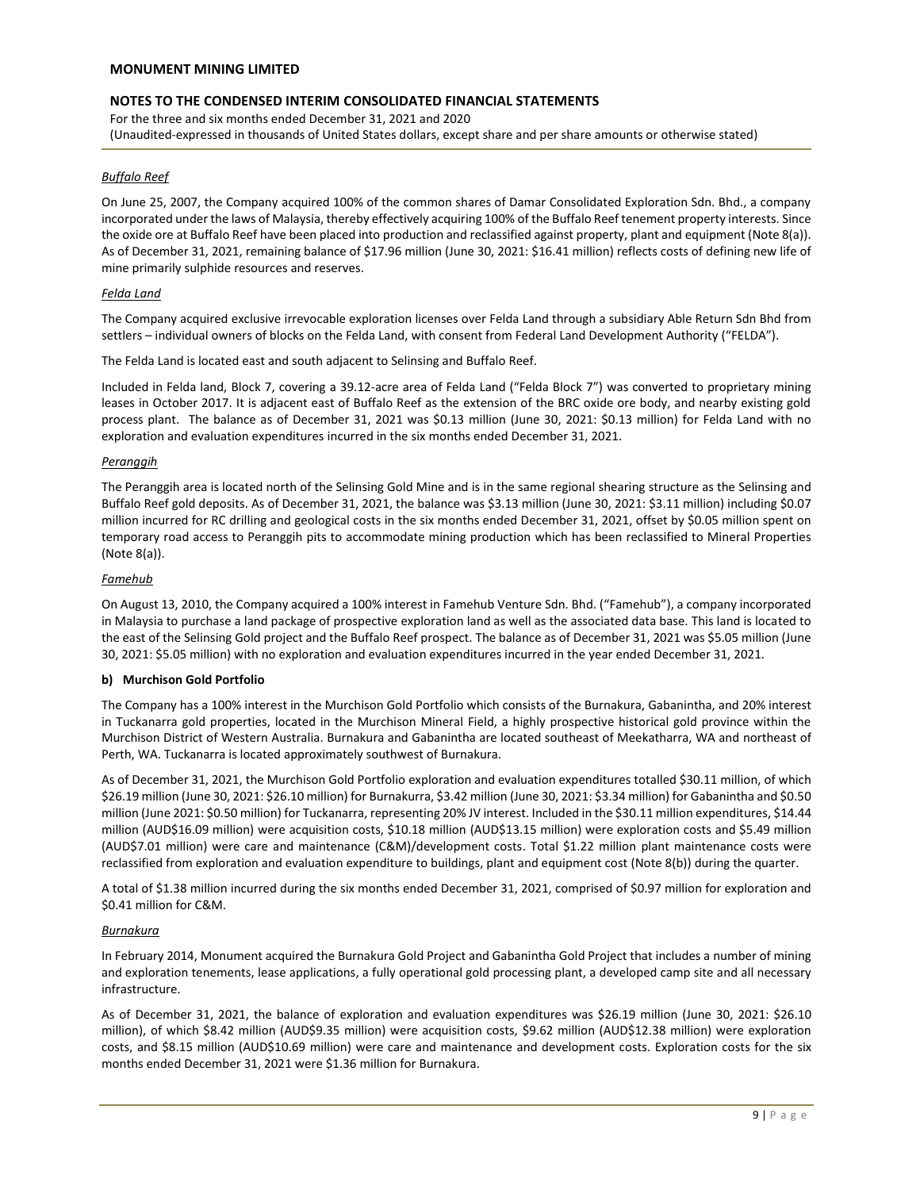*Buffalo Reef*

On June 25, 2007, the Company acquired 100% of the common shares of Damar Consolidated Exploration Sdn. Bhd., a company incorporated under the laws of Malaysia, thereby effectively acquiring 100% of the Buffalo Reef tenement property interests. Since the oxide ore at Buffalo Reef have been placed into production and reclassified against property, plant and equipment (Note 8(a)). As of December 31, 2021, remaining balance of $17.96 million (June 30, 2021: $16.41 million) reflects costs of defining new life of mine primarily sulphide resources and reserves.

*Felda Land*

The Company acquired exclusive irrevocable exploration licenses over Felda Land through a subsidiary Able Return Sdn Bhd from settlers – individual owners of blocks on the Felda Land, with consent from Federal Land Development Authority ("FELDA").

The Felda Land is located east and south adjacent to Selinsing and Buffalo Reef.

Included in Felda land, Block 7, covering a 39.12-acre area of Felda Land ("Felda Block 7") was converted to proprietary mining leases in October 2017. It is adjacent east of Buffalo Reef as the extension of the BRC oxide ore body, and nearby existing gold process plant. The balance as of December 31, 2021 was $0.13 million (June 30, 2021: $0.13 million) for Felda Land with no exploration and evaluation expenditures incurred in the six months ended December 31, 2021.

*Peranggih*

The Peranggih area is located north of the Selinsing Gold Mine and is in the same regional shearing structure as the Selinsing and Buffalo Reef gold deposits. As of December 31, 2021, the balance was $3.13 million (June 30, 2021: $3.11 million) including $0.07 million incurred for RC drilling and geological costs in the six months ended December 31, 2021, offset by $0.05 million spent on temporary road access to Peranggih pits to accommodate mining production which has been reclassified to Mineral Properties (Note 8(a)).

*Famehub*

On August 13, 2010, the Company acquired a 100% interest in Famehub Venture Sdn. Bhd. ("Famehub"), a company incorporated in Malaysia to purchase a land package of prospective exploration land as well as the associated data base. This land is located to the east of the Selinsing Gold project and the Buffalo Reef prospect. The balance as of December 31, 2021 was $5.05 million (June 30, 2021: $5.05 million) with no exploration and evaluation expenditures incurred in the year ended December 31, 2021.

**b) Murchison Gold Portfolio**

The Company has a 100% interest in the Murchison Gold Portfolio which consists of the Burnakura, Gabanintha, and 20% interest in Tuckanarra gold properties, located in the Murchison Mineral Field, a highly prospective historical gold province within the Murchison District of Western Australia. Burnakura and Gabanintha are located southeast of Meekatharra, WA and northeast of Perth, WA. Tuckanarra is located approximately southwest of Burnakura.

As of December 31, 2021, the Murchison Gold Portfolio exploration and evaluation expenditures totalled $30.11 million, of which $26.19 million (June 30, 2021: $26.10 million) for Burnakurra, $3.42 million (June 30, 2021: $3.34 million) for Gabanintha and $0.50 million (June 2021: $0.50 million) for Tuckanarra, representing 20% JV interest. Included in the $30.11 million expenditures, $14.44 million (AUD$16.09 million) were acquisition costs, $10.18 million (AUD$13.15 million) were exploration costs and $5.49 million (AUD$7.01 million) were care and maintenance (C&M)/development costs. Total $1.22 million plant maintenance costs were reclassified from exploration and evaluation expenditure to buildings, plant and equipment cost (Note 8(b)) during the quarter.

A total of $1.38 million incurred during the six months ended December 31, 2021, comprised of $0.97 million for exploration and $0.41 million for C&M.

*Burnakura*

In February 2014, Monument acquired the Burnakura Gold Project and Gabanintha Gold Project that includes a number of mining and exploration tenements, lease applications, a fully operational gold processing plant, a developed camp site and all necessary infrastructure.

As of December 31, 2021, the balance of exploration and evaluation expenditures was $26.19 million (June 30, 2021: $26.10 million), of which $8.42 million (AUD$9.35 million) were acquisition costs, $9.62 million (AUD$12.38 million) were exploration costs, and $8.15 million (AUD$10.69 million) were care and maintenance and development costs. Exploration costs for the six months ended December 31, 2021 were $1.36 million for Burnakura.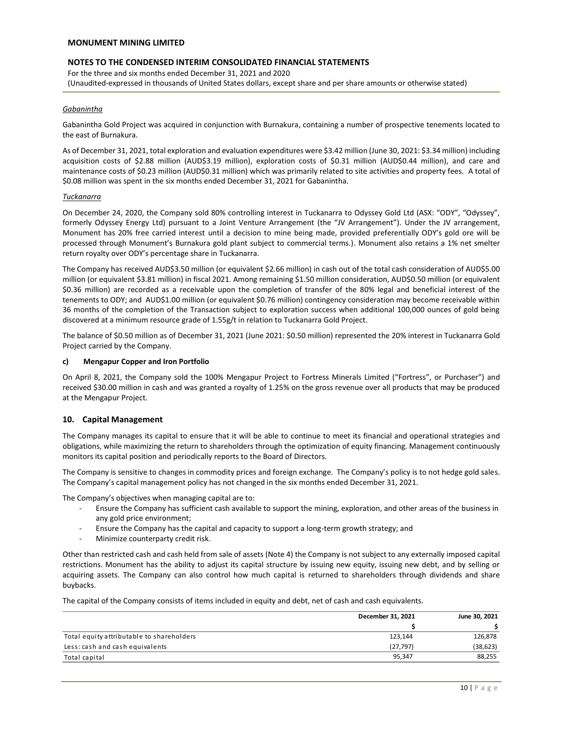*Gabanintha*

Gabanintha Gold Project was acquired in conjunction with Burnakura, containing a number of prospective tenements located to the east of Burnakura.

As of December 31, 2021, total exploration and evaluation expenditures were $3.42 million (June 30, 2021: $3.34 million) including acquisition costs of $2.88 million (AUD$3.19 million), exploration costs of $0.31 million (AUD$0.44 million), and care and maintenance costs of $0.23 million (AUD$0.31 million) which was primarily related to site activities and property fees. A total of $0.08 million was spent in the six months ended December 31, 2021 for Gabanintha.

*Tuckanarra*

On December 24, 2020, the Company sold 80% controlling interest in Tuckanarra to Odyssey Gold Ltd (ASX: "ODY", "Odyssey", formerly Odyssey Energy Ltd) pursuant to a Joint Venture Arrangement (the "JV Arrangement"). Under the JV arrangement, Monument has 20% free carried interest until a decision to mine being made, provided preferentially ODY's gold ore will be processed through Monument's Burnakura gold plant subject to commercial terms.). Monument also retains a 1% net smelter return royalty over ODY's percentage share in Tuckanarra.

The Company has received AUD$3.50 million (or equivalent $2.66 million) in cash out of the total cash consideration of AUD$5.00 million (or equivalent $3.81 million) in fiscal 2021. Among remaining $1.50 million consideration, AUD$0.50 million (or equivalent $0.36 million) are recorded as a receivable upon the completion of transfer of the 80% legal and beneficial interest of the tenements to ODY; and AUD$1.00 million (or equivalent $0.76 million) contingency consideration may become receivable within 36 months of the completion of the Transaction subject to exploration success when additional 100,000 ounces of gold being discovered at a minimum resource grade of 1.55g/t in relation to Tuckanarra Gold Project.

The balance of $0.50 million as of December 31, 2021 (June 2021: $0.50 million) represented the 20% interest in Tuckanarra Gold Project carried by the Company.

**c) Mengapur Copper and Iron Portfolio**

On April 8, 2021, the Company sold the 100% Mengapur Project to Fortress Minerals Limited ("Fortress", or Purchaser") and received $30.00 million in cash and was granted a royalty of 1.25% on the gross revenue over all products that may be produced at the Mengapur Project.

## 10. Capital Management

The Company manages its capital to ensure that it will be able to continue to meet its financial and operational strategies and obligations, while maximizing the return to shareholders through the optimization of equity financing. Management continuously monitors its capital position and periodically reports to the Board of Directors.

The Company is sensitive to changes in commodity prices and foreign exchange. The Company's policy is to not hedge gold sales. The Company's capital management policy has not changed in the six months ended December 31, 2021.

The Company's objectives when managing capital are to:

- Ensure the Company has sufficient cash available to support the mining, exploration, and other areas of the business in any gold price environment;
- Ensure the Company has the capital and capacity to support a long-term growth strategy; and
- Minimize counterparty credit risk.

Other than restricted cash and cash held from sale of assets (Note 4) the Company is not subject to any externally imposed capital restrictions. Monument has the ability to adjust its capital structure by issuing new equity, issuing new debt, and by selling or acquiring assets. The Company can also control how much capital is returned to shareholders through dividends and share buybacks.

The capital of the Company consists of items included in equity and debt, net of cash and cash equivalents.

| | December 31, 2021 | June 30, 2021 |
|---|---|---|
| | $ | $ |
| Total equity attributable to shareholders | 123,144 | 126,878 |
| Less: cash and cash equivalents | (27,797) | (38,623) |
| Total capital | 95,347 | 88,255 |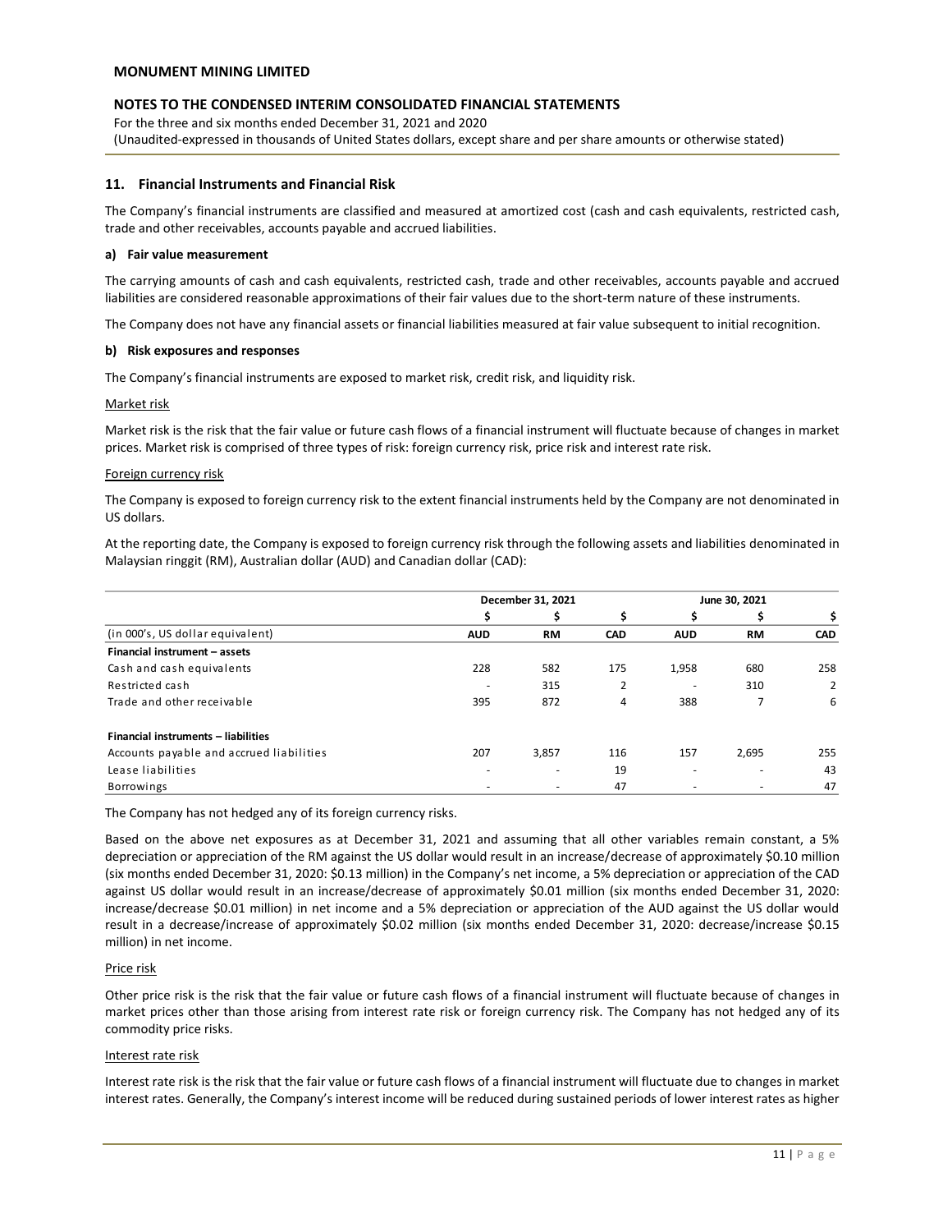## 11. Financial Instruments and Financial Risk

The Company's financial instruments are classified and measured at amortized cost (cash and cash equivalents, restricted cash, trade and other receivables, accounts payable and accrued liabilities.

### a) Fair value measurement

The carrying amounts of cash and cash equivalents, restricted cash, trade and other receivables, accounts payable and accrued liabilities are considered reasonable approximations of their fair values due to the short-term nature of these instruments.

The Company does not have any financial assets or financial liabilities measured at fair value subsequent to initial recognition.

### b) Risk exposures and responses

The Company's financial instruments are exposed to market risk, credit risk, and liquidity risk.

Market risk

Market risk is the risk that the fair value or future cash flows of a financial instrument will fluctuate because of changes in market prices. Market risk is comprised of three types of risk: foreign currency risk, price risk and interest rate risk.

Foreign currency risk

The Company is exposed to foreign currency risk to the extent financial instruments held by the Company are not denominated in US dollars.

At the reporting date, the Company is exposed to foreign currency risk through the following assets and liabilities denominated in Malaysian ringgit (RM), Australian dollar (AUD) and Canadian dollar (CAD):

| | December 31, 2021 | | | June 30, 2021 | | |
|---|---|---|---|---|---|---|
| | $ | $ | $ | $ | $ | $ |
| (in 000's, US dollar equivalent) | **AUD** | **RM** | **CAD** | **AUD** | **RM** | **CAD** |
| **Financial instrument – assets** | | | | | | |
| Cash and cash equivalents | 228 | 582 | 175 | 1,958 | 680 | 258 |
| Restricted cash | - | 315 | 2 | - | 310 | 2 |
| Trade and other receivable | 395 | 872 | 4 | 388 | 7 | 6 |
| **Financial instruments – liabilities** | | | | | | |
| Accounts payable and accrued liabilities | 207 | 3,857 | 116 | 157 | 2,695 | 255 |
| Lease liabilities | - | - | 19 | - | - | 43 |
| Borrowings | - | - | 47 | - | - | 47 |

The Company has not hedged any of its foreign currency risks.

Based on the above net exposures as at December 31, 2021 and assuming that all other variables remain constant, a 5% depreciation or appreciation of the RM against the US dollar would result in an increase/decrease of approximately $0.10 million (six months ended December 31, 2020: $0.13 million) in the Company's net income, a 5% depreciation or appreciation of the CAD against US dollar would result in an increase/decrease of approximately $0.01 million (six months ended December 31, 2020: increase/decrease $0.01 million) in net income and a 5% depreciation or appreciation of the AUD against the US dollar would result in a decrease/increase of approximately $0.02 million (six months ended December 31, 2020: decrease/increase $0.15 million) in net income.

Price risk

Other price risk is the risk that the fair value or future cash flows of a financial instrument will fluctuate because of changes in market prices other than those arising from interest rate risk or foreign currency risk. The Company has not hedged any of its commodity price risks.

Interest rate risk

Interest rate risk is the risk that the fair value or future cash flows of a financial instrument will fluctuate due to changes in market interest rates. Generally, the Company's interest income will be reduced during sustained periods of lower interest rates as higher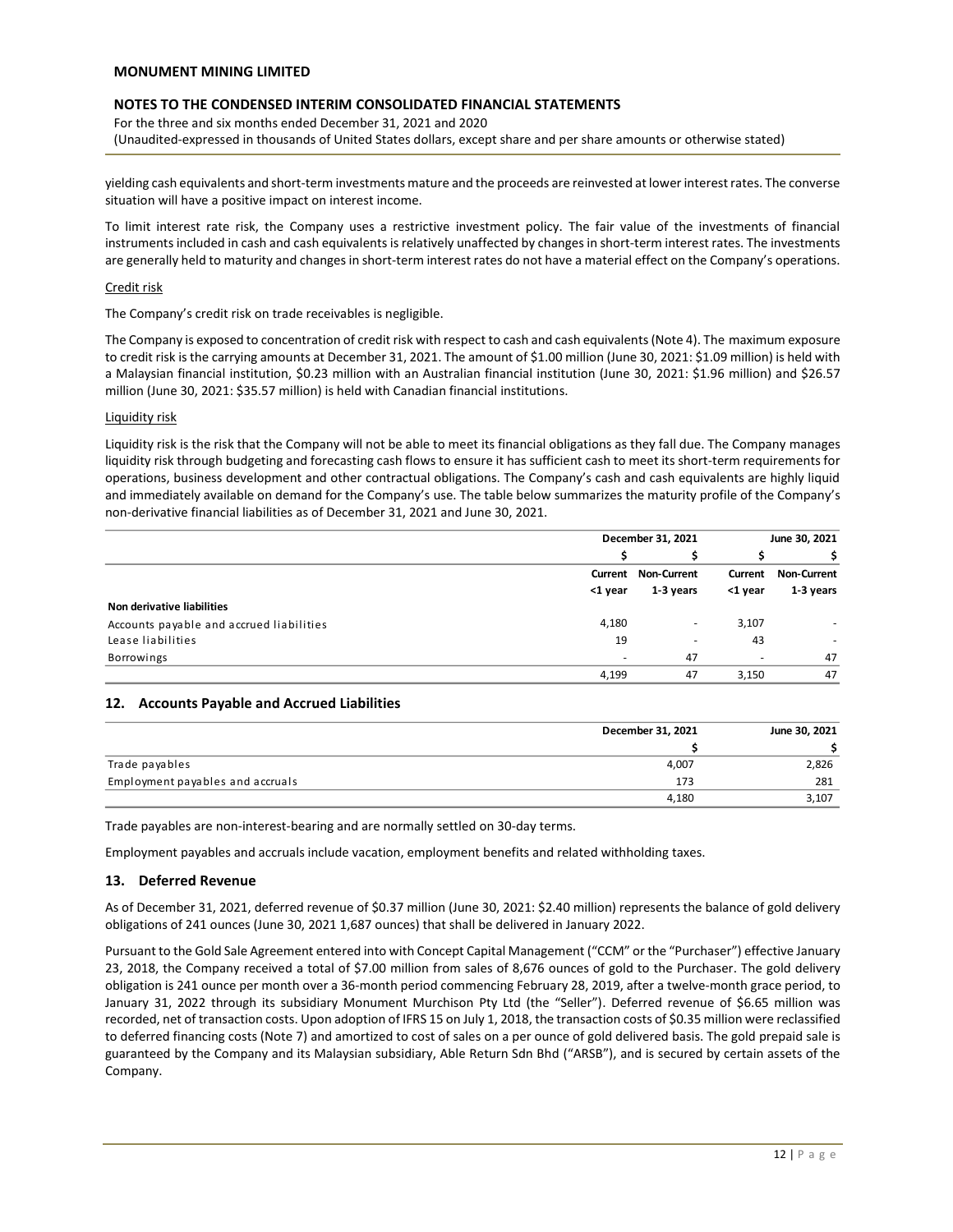yielding cash equivalents and short-term investments mature and the proceeds are reinvested at lower interest rates. The converse situation will have a positive impact on interest income.

To limit interest rate risk, the Company uses a restrictive investment policy. The fair value of the investments of financial instruments included in cash and cash equivalents is relatively unaffected by changes in short-term interest rates. The investments are generally held to maturity and changes in short-term interest rates do not have a material effect on the Company's operations.

Credit risk

The Company's credit risk on trade receivables is negligible.

The Company is exposed to concentration of credit risk with respect to cash and cash equivalents (Note 4). The maximum exposure to credit risk is the carrying amounts at December 31, 2021. The amount of $1.00 million (June 30, 2021: $1.09 million) is held with a Malaysian financial institution, $0.23 million with an Australian financial institution (June 30, 2021: $1.96 million) and $26.57 million (June 30, 2021: $35.57 million) is held with Canadian financial institutions.

Liquidity risk

Liquidity risk is the risk that the Company will not be able to meet its financial obligations as they fall due. The Company manages liquidity risk through budgeting and forecasting cash flows to ensure it has sufficient cash to meet its short-term requirements for operations, business development and other contractual obligations. The Company's cash and cash equivalents are highly liquid and immediately available on demand for the Company's use. The table below summarizes the maturity profile of the Company's non-derivative financial liabilities as of December 31, 2021 and June 30, 2021.

| | December 31, 2021 | | June 30, 2021 | |
|---|---|---|---|---|
| | $ | $ | $ | $ |
| | Current <1 year | Non-Current 1-3 years | Current <1 year | Non-Current 1-3 years |
| **Non derivative liabilities** | | | | |
| Accounts payable and accrued liabilities | 4,180 | - | 3,107 | - |
| Lease liabilities | 19 | - | 43 | - |
| Borrowings | - | 47 | - | 47 |
| | 4,199 | 47 | 3,150 | 47 |

## 12. Accounts Payable and Accrued Liabilities

| | December 31, 2021 | June 30, 2021 |
|---|---|---|
| | $ | $ |
| Trade payables | 4,007 | 2,826 |
| Employment payables and accruals | 173 | 281 |
| | 4,180 | 3,107 |

Trade payables are non-interest-bearing and are normally settled on 30-day terms.

Employment payables and accruals include vacation, employment benefits and related withholding taxes.

## 13. Deferred Revenue

As of December 31, 2021, deferred revenue of $0.37 million (June 30, 2021: $2.40 million) represents the balance of gold delivery obligations of 241 ounces (June 30, 2021 1,687 ounces) that shall be delivered in January 2022.

Pursuant to the Gold Sale Agreement entered into with Concept Capital Management ("CCM" or the "Purchaser") effective January 23, 2018, the Company received a total of $7.00 million from sales of 8,676 ounces of gold to the Purchaser. The gold delivery obligation is 241 ounce per month over a 36-month period commencing February 28, 2019, after a twelve-month grace period, to January 31, 2022 through its subsidiary Monument Murchison Pty Ltd (the "Seller"). Deferred revenue of $6.65 million was recorded, net of transaction costs. Upon adoption of IFRS 15 on July 1, 2018, the transaction costs of $0.35 million were reclassified to deferred financing costs (Note 7) and amortized to cost of sales on a per ounce of gold delivered basis. The gold prepaid sale is guaranteed by the Company and its Malaysian subsidiary, Able Return Sdn Bhd ("ARSB"), and is secured by certain assets of the Company.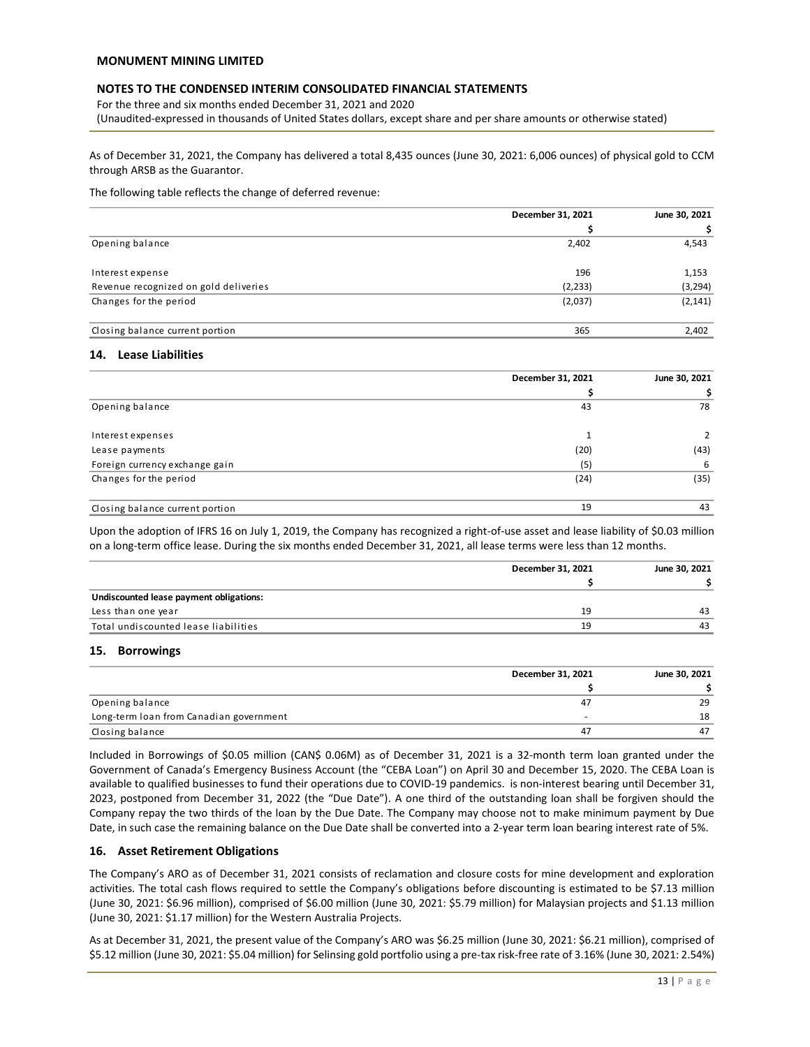As of December 31, 2021, the Company has delivered a total 8,435 ounces (June 30, 2021: 6,006 ounces) of physical gold to CCM through ARSB as the Guarantor.

The following table reflects the change of deferred revenue:

| | December 31, 2021 | June 30, 2021 |
|---|---|---|
| | $ | $ |
| Opening balance | 2,402 | 4,543 |
| Interest expense | 196 | 1,153 |
| Revenue recognized on gold deliveries | (2,233) | (3,294) |
| Changes for the period | (2,037) | (2,141) |
| Closing balance current portion | 365 | 2,402 |

## 14. Lease Liabilities

| | December 31, 2021 | June 30, 2021 |
|---|---|---|
| | $ | $ |
| Opening balance | 43 | 78 |
| Interest expenses | 1 | 2 |
| Lease payments | (20) | (43) |
| Foreign currency exchange gain | (5) | 6 |
| Changes for the period | (24) | (35) |
| Closing balance current portion | 19 | 43 |

Upon the adoption of IFRS 16 on July 1, 2019, the Company has recognized a right-of-use asset and lease liability of $0.03 million on a long-term office lease. During the six months ended December 31, 2021, all lease terms were less than 12 months.

| | December 31, 2021 | June 30, 2021 |
|---|---|---|
| | $ | $ |
| **Undiscounted lease payment obligations:** | | |
| Less than one year | 19 | 43 |
| Total undiscounted lease liabilities | 19 | 43 |

## 15. Borrowings

| | December 31, 2021 | June 30, 2021 |
|---|---|---|
| | $ | $ |
| Opening balance | 47 | 29 |
| Long-term loan from Canadian government | - | 18 |
| Closing balance | 47 | 47 |

Included in Borrowings of $0.05 million (CAN$ 0.06M) as of December 31, 2021 is a 32-month term loan granted under the Government of Canada's Emergency Business Account (the "CEBA Loan") on April 30 and December 15, 2020. The CEBA Loan is available to qualified businesses to fund their operations due to COVID-19 pandemics. is non-interest bearing until December 31, 2023, postponed from December 31, 2022 (the "Due Date"). A one third of the outstanding loan shall be forgiven should the Company repay the two thirds of the loan by the Due Date. The Company may choose not to make minimum payment by Due Date, in such case the remaining balance on the Due Date shall be converted into a 2-year term loan bearing interest rate of 5%.

## 16. Asset Retirement Obligations

The Company's ARO as of December 31, 2021 consists of reclamation and closure costs for mine development and exploration activities. The total cash flows required to settle the Company's obligations before discounting is estimated to be $7.13 million (June 30, 2021: $6.96 million), comprised of $6.00 million (June 30, 2021: $5.79 million) for Malaysian projects and $1.13 million (June 30, 2021: $1.17 million) for the Western Australia Projects.

As at December 31, 2021, the present value of the Company's ARO was $6.25 million (June 30, 2021: $6.21 million), comprised of $5.12 million (June 30, 2021: $5.04 million) for Selinsing gold portfolio using a pre-tax risk-free rate of 3.16% (June 30, 2021: 2.54%)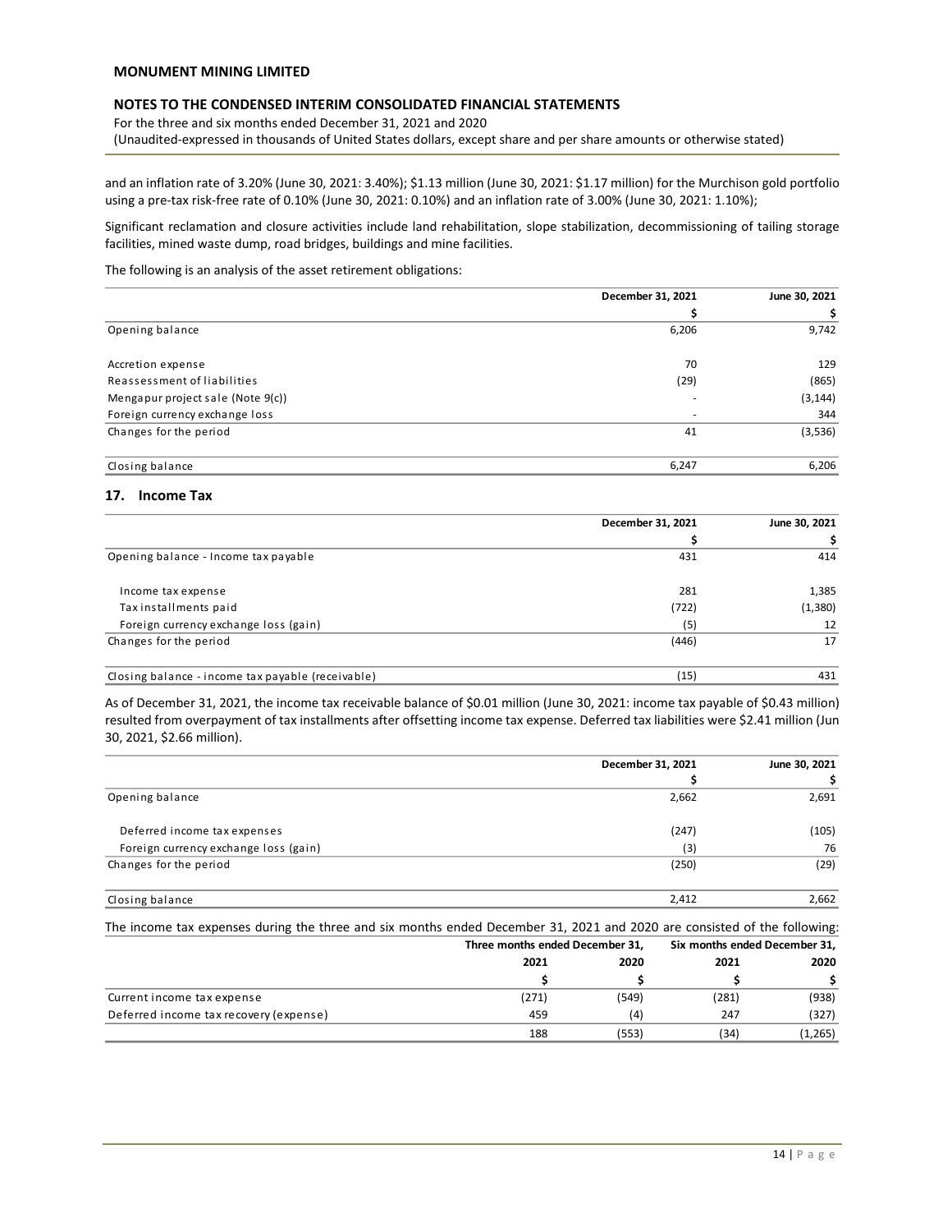and an inflation rate of 3.20% (June 30, 2021: 3.40%); $1.13 million (June 30, 2021: $1.17 million) for the Murchison gold portfolio using a pre-tax risk-free rate of 0.10% (June 30, 2021: 0.10%) and an inflation rate of 3.00% (June 30, 2021: 1.10%);

Significant reclamation and closure activities include land rehabilitation, slope stabilization, decommissioning of tailing storage facilities, mined waste dump, road bridges, buildings and mine facilities.

The following is an analysis of the asset retirement obligations:

| | December 31, 2021 | June 30, 2021 |
|---|---|---|
| | $ | $ |
| Opening balance | 6,206 | 9,742 |
| Accretion expense | 70 | 129 |
| Reassessment of liabilities | (29) | (865) |
| Mengapur project sale (Note 9(c)) | - | (3,144) |
| Foreign currency exchange loss | - | 344 |
| Changes for the period | 41 | (3,536) |
| Closing balance | 6,247 | 6,206 |

## 17. Income Tax

| | December 31, 2021 | June 30, 2021 |
|---|---|---|
| | $ | $ |
| Opening balance - Income tax payable | 431 | 414 |
| Income tax expense | 281 | 1,385 |
| Tax installments paid | (722) | (1,380) |
| Foreign currency exchange loss (gain) | (5) | 12 |
| Changes for the period | (446) | 17 |
| Closing balance - income tax payable (receivable) | (15) | 431 |

As of December 31, 2021, the income tax receivable balance of $0.01 million (June 30, 2021: income tax payable of $0.43 million) resulted from overpayment of tax installments after offsetting income tax expense. Deferred tax liabilities were $2.41 million (Jun 30, 2021, $2.66 million).

| | December 31, 2021 | June 30, 2021 |
|---|---|---|
| | $ | $ |
| Opening balance | 2,662 | 2,691 |
| Deferred income tax expenses | (247) | (105) |
| Foreign currency exchange loss (gain) | (3) | 76 |
| Changes for the period | (250) | (29) |
| Closing balance | 2,412 | 2,662 |

The income tax expenses during the three and six months ended December 31, 2021 and 2020 are consisted of the following:

| | Three months ended December 31, | | Six months ended December 31, | |
|---|---|---|---|---|
| | 2021 | 2020 | 2021 | 2020 |
| | $ | $ | $ | $ |
| Current income tax expense | (271) | (549) | (281) | (938) |
| Deferred income tax recovery (expense) | 459 | (4) | 247 | (327) |
| | 188 | (553) | (34) | (1,265) |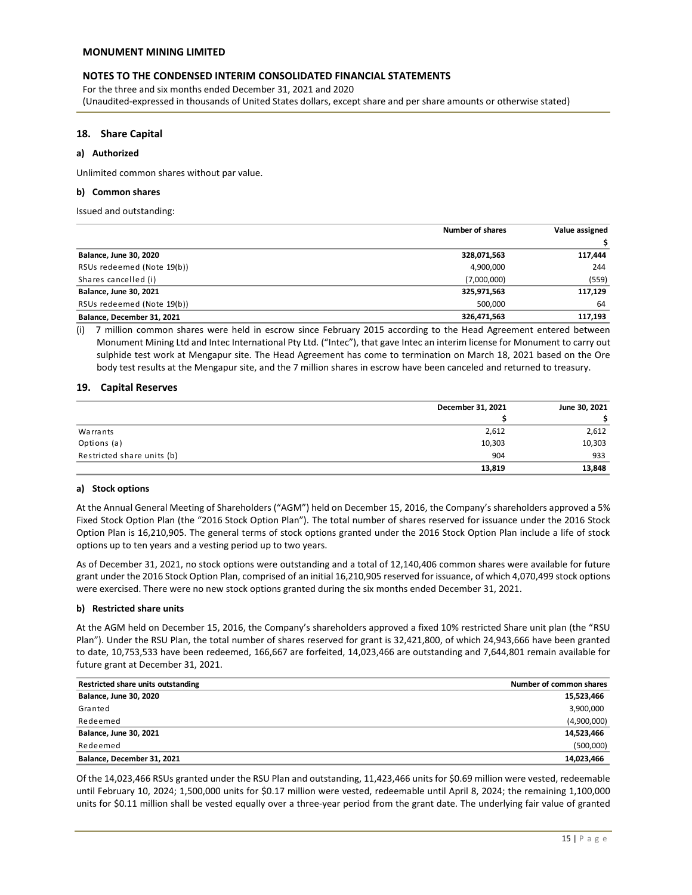## 18. Share Capital

### a) Authorized

Unlimited common shares without par value.

### b) Common shares

Issued and outstanding:

| | Number of shares | Value assigned |
|---|---|---|
| | | $ |
| **Balance, June 30, 2020** | **328,071,563** | **117,444** |
| RSUs redeemed (Note 19(b)) | 4,900,000 | 244 |
| Shares cancelled (i) | (7,000,000) | (559) |
| **Balance, June 30, 2021** | **325,971,563** | **117,129** |
| RSUs redeemed (Note 19(b)) | 500,000 | 64 |
| **Balance, December 31, 2021** | **326,471,563** | **117,193** |

(i) 7 million common shares were held in escrow since February 2015 according to the Head Agreement entered between Monument Mining Ltd and Intec International Pty Ltd. ("Intec"), that gave Intec an interim license for Monument to carry out sulphide test work at Mengapur site. The Head Agreement has come to termination on March 18, 2021 based on the Ore body test results at the Mengapur site, and the 7 million shares in escrow have been canceled and returned to treasury.

## 19. Capital Reserves

| | December 31, 2021 | June 30, 2021 |
|---|---|---|
| | $ | $ |
| Warrants | 2,612 | 2,612 |
| Options (a) | 10,303 | 10,303 |
| Restricted share units (b) | 904 | 933 |
| | **13,819** | **13,848** |

### a) Stock options

At the Annual General Meeting of Shareholders ("AGM") held on December 15, 2016, the Company's shareholders approved a 5% Fixed Stock Option Plan (the "2016 Stock Option Plan"). The total number of shares reserved for issuance under the 2016 Stock Option Plan is 16,210,905. The general terms of stock options granted under the 2016 Stock Option Plan include a life of stock options up to ten years and a vesting period up to two years.

As of December 31, 2021, no stock options were outstanding and a total of 12,140,406 common shares were available for future grant under the 2016 Stock Option Plan, comprised of an initial 16,210,905 reserved for issuance, of which 4,070,499 stock options were exercised. There were no new stock options granted during the six months ended December 31, 2021.

### b) Restricted share units

At the AGM held on December 15, 2016, the Company's shareholders approved a fixed 10% restricted Share unit plan (the "RSU Plan"). Under the RSU Plan, the total number of shares reserved for grant is 32,421,800, of which 24,943,666 have been granted to date, 10,753,533 have been redeemed, 166,667 are forfeited, 14,023,466 are outstanding and 7,644,801 remain available for future grant at December 31, 2021.

| Restricted share units outstanding | Number of common shares |
|---|---|
| **Balance, June 30, 2020** | **15,523,466** |
| Granted | 3,900,000 |
| Redeemed | (4,900,000) |
| **Balance, June 30, 2021** | **14,523,466** |
| Redeemed | (500,000) |
| **Balance, December 31, 2021** | **14,023,466** |

Of the 14,023,466 RSUs granted under the RSU Plan and outstanding, 11,423,466 units for $0.69 million were vested, redeemable until February 10, 2024; 1,500,000 units for $0.17 million were vested, redeemable until April 8, 2024; the remaining 1,100,000 units for $0.11 million shall be vested equally over a three-year period from the grant date. The underlying fair value of granted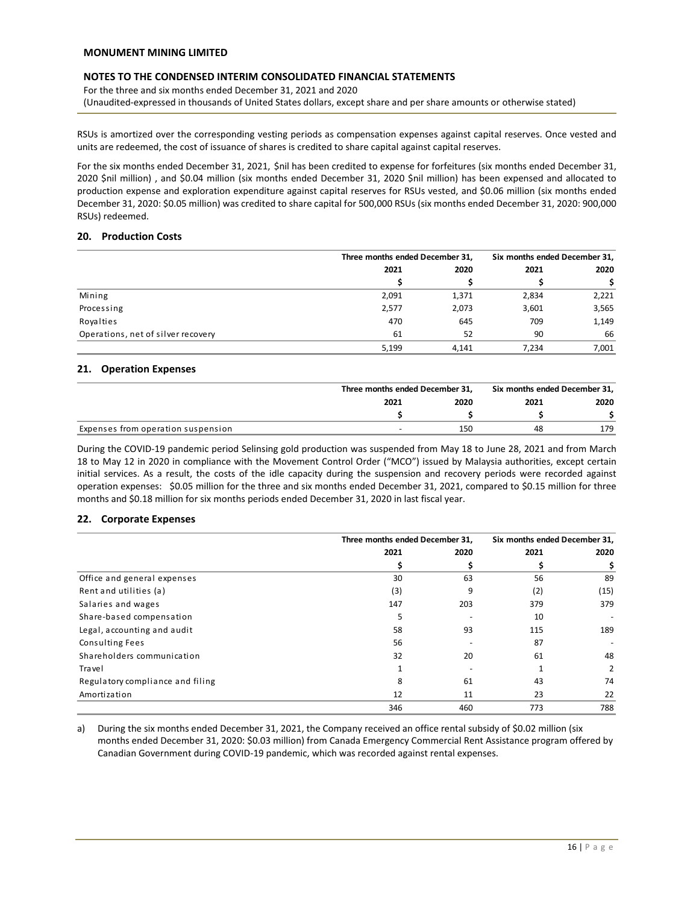RSUs is amortized over the corresponding vesting periods as compensation expenses against capital reserves. Once vested and units are redeemed, the cost of issuance of shares is credited to share capital against capital reserves.

For the six months ended December 31, 2021, $nil has been credited to expense for forfeitures (six months ended December 31, 2020 $nil million) , and $0.04 million (six months ended December 31, 2020 $nil million) has been expensed and allocated to production expense and exploration expenditure against capital reserves for RSUs vested, and $0.06 million (six months ended December 31, 2020: $0.05 million) was credited to share capital for 500,000 RSUs (six months ended December 31, 2020: 900,000 RSUs) redeemed.

## 20. Production Costs

| | Three months ended December 31, | | Six months ended December 31, | |
|---|---|---|---|---|
| | 2021 | 2020 | 2021 | 2020 |
| | $ | $ | $ | $ |
| Mining | 2,091 | 1,371 | 2,834 | 2,221 |
| Processing | 2,577 | 2,073 | 3,601 | 3,565 |
| Royalties | 470 | 645 | 709 | 1,149 |
| Operations, net of silver recovery | 61 | 52 | 90 | 66 |
| | 5,199 | 4,141 | 7,234 | 7,001 |

## 21. Operation Expenses

| | Three months ended December 31, | | Six months ended December 31, | |
|---|---|---|---|---|
| | 2021 | 2020 | 2021 | 2020 |
| | $ | $ | $ | $ |
| Expenses from operation suspension | - | 150 | 48 | 179 |

During the COVID-19 pandemic period Selinsing gold production was suspended from May 18 to June 28, 2021 and from March 18 to May 12 in 2020 in compliance with the Movement Control Order ("MCO") issued by Malaysia authorities, except certain initial services. As a result, the costs of the idle capacity during the suspension and recovery periods were recorded against operation expenses: $0.05 million for the three and six months ended December 31, 2021, compared to $0.15 million for three months and $0.18 million for six months periods ended December 31, 2020 in last fiscal year.

## 22. Corporate Expenses

| | Three months ended December 31, | | Six months ended December 31, | |
|---|---|---|---|---|
| | 2021 | 2020 | 2021 | 2020 |
| | $ | $ | $ | $ |
| Office and general expenses | 30 | 63 | 56 | 89 |
| Rent and utilities (a) | (3) | 9 | (2) | (15) |
| Salaries and wages | 147 | 203 | 379 | 379 |
| Share-based compensation | 5 | - | 10 | - |
| Legal, accounting and audit | 58 | 93 | 115 | 189 |
| Consulting Fees | 56 | - | 87 | - |
| Shareholders communication | 32 | 20 | 61 | 48 |
| Travel | 1 | - | 1 | 2 |
| Regulatory compliance and filing | 8 | 61 | 43 | 74 |
| Amortization | 12 | 11 | 23 | 22 |
| | 346 | 460 | 773 | 788 |

a) During the six months ended December 31, 2021, the Company received an office rental subsidy of $0.02 million (six months ended December 31, 2020: $0.03 million) from Canada Emergency Commercial Rent Assistance program offered by Canadian Government during COVID-19 pandemic, which was recorded against rental expenses.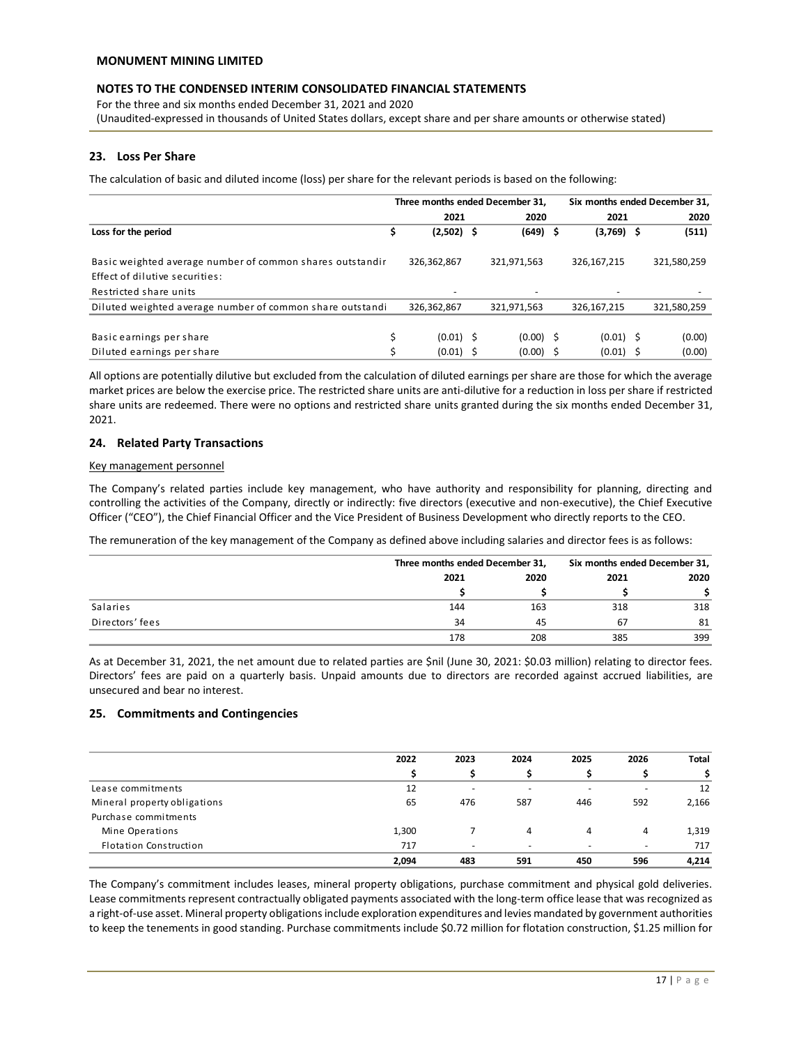## 23. Loss Per Share

The calculation of basic and diluted income (loss) per share for the relevant periods is based on the following:

| | Three months ended December 31, | | Six months ended December 31, | |
|---|---|---|---|---|
| | 2021 | 2020 | 2021 | 2020 |
| **Loss for the period** | **$ (2,502)** | **$ (649)** | **$ (3,769)** | **$ (511)** |
| Basic weighted average number of common shares outstandir | 326,362,867 | 321,971,563 | 326,167,215 | 321,580,259 |
| Effect of dilutive securities: | | | | |
| Restricted share units | - | - | - | - |
| Diluted weighted average number of common share outstandi | 326,362,867 | 321,971,563 | 326,167,215 | 321,580,259 |
| Basic earnings per share | $ (0.01) | $ (0.00) | $ (0.01) | $ (0.00) |
| Diluted earnings per share | $ (0.01) | $ (0.00) | $ (0.01) | $ (0.00) |

All options are potentially dilutive but excluded from the calculation of diluted earnings per share are those for which the average market prices are below the exercise price. The restricted share units are anti-dilutive for a reduction in loss per share if restricted share units are redeemed. There were no options and restricted share units granted during the six months ended December 31, 2021.

## 24. Related Party Transactions

Key management personnel

The Company's related parties include key management, who have authority and responsibility for planning, directing and controlling the activities of the Company, directly or indirectly: five directors (executive and non-executive), the Chief Executive Officer ("CEO"), the Chief Financial Officer and the Vice President of Business Development who directly reports to the CEO.

The remuneration of the key management of the Company as defined above including salaries and director fees is as follows:

| | Three months ended December 31, | | Six months ended December 31, | |
|---|---|---|---|---|
| | 2021 | 2020 | 2021 | 2020 |
| | $ | $ | $ | $ |
| Salaries | 144 | 163 | 318 | 318 |
| Directors' fees | 34 | 45 | 67 | 81 |
| | 178 | 208 | 385 | 399 |

As at December 31, 2021, the net amount due to related parties are $nil (June 30, 2021: $0.03 million) relating to director fees. Directors' fees are paid on a quarterly basis. Unpaid amounts due to directors are recorded against accrued liabilities, are unsecured and bear no interest.

## 25. Commitments and Contingencies

| | 2022 | 2023 | 2024 | 2025 | 2026 | Total |
|---|---|---|---|---|---|---|
| | $ | $ | $ | $ | $ | $ |
| Lease commitments | 12 | - | - | - | - | 12 |
| Mineral property obligations | 65 | 476 | 587 | 446 | 592 | 2,166 |
| Purchase commitments | | | | | | |
| Mine Operations | 1,300 | 7 | 4 | 4 | 4 | 1,319 |
| Flotation Construction | 717 | - | - | - | - | 717 |
| | **2,094** | **483** | **591** | **450** | **596** | **4,214** |

The Company's commitment includes leases, mineral property obligations, purchase commitment and physical gold deliveries. Lease commitments represent contractually obligated payments associated with the long-term office lease that was recognized as a right-of-use asset. Mineral property obligations include exploration expenditures and levies mandated by government authorities to keep the tenements in good standing. Purchase commitments include $0.72 million for flotation construction, $1.25 million for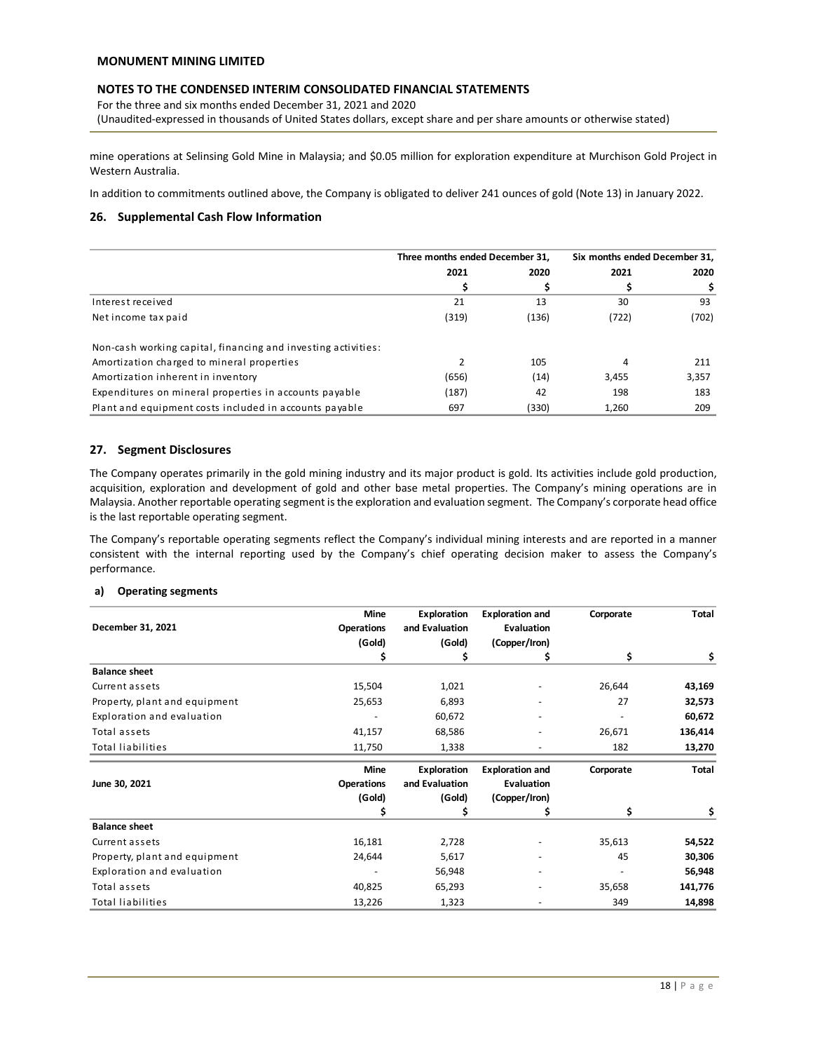mine operations at Selinsing Gold Mine in Malaysia; and \$0.05 million for exploration expenditure at Murchison Gold Project in Western Australia.

In addition to commitments outlined above, the Company is obligated to deliver 241 ounces of gold (Note 13) in January 2022.

## 26. Supplemental Cash Flow Information

| | Three months ended December 31, | | Six months ended December 31, | |
|---|---|---|---|---|
| | 2021 | 2020 | 2021 | 2020 |
| | $ | $ | $ | $ |
| Interest received | 21 | 13 | 30 | 93 |
| Net income tax paid | (319) | (136) | (722) | (702) |
| | | | | |
| Non-cash working capital, financing and investing activities: | | | | |
| Amortization charged to mineral properties | 2 | 105 | 4 | 211 |
| Amortization inherent in inventory | (656) | (14) | 3,455 | 3,357 |
| Expenditures on mineral properties in accounts payable | (187) | 42 | 198 | 183 |
| Plant and equipment costs included in accounts payable | 697 | (330) | 1,260 | 209 |

## 27. Segment Disclosures

The Company operates primarily in the gold mining industry and its major product is gold. Its activities include gold production, acquisition, exploration and development of gold and other base metal properties. The Company's mining operations are in Malaysia. Another reportable operating segment is the exploration and evaluation segment. The Company's corporate head office is the last reportable operating segment.

The Company's reportable operating segments reflect the Company's individual mining interests and are reported in a manner consistent with the internal reporting used by the Company's chief operating decision maker to assess the Company's performance.

### a) Operating segments

| December 31, 2021 | Mine Operations (Gold) | Exploration and Evaluation (Gold) | Exploration and Evaluation (Copper/Iron) | Corporate | Total |
|---|---|---|---|---|---|
| | $ | $ | $ | $ | $ |
| **Balance sheet** | | | | | |
| Current assets | 15,504 | 1,021 | - | 26,644 | **43,169** |
| Property, plant and equipment | 25,653 | 6,893 | - | 27 | **32,573** |
| Exploration and evaluation | - | 60,672 | - | - | **60,672** |
| Total assets | 41,157 | 68,586 | - | 26,671 | **136,414** |
| Total liabilities | 11,750 | 1,338 | - | 182 | **13,270** |

| June 30, 2021 | Mine Operations (Gold) | Exploration and Evaluation (Gold) | Exploration and Evaluation (Copper/Iron) | Corporate | Total |
|---|---|---|---|---|---|
| | $ | $ | $ | $ | $ |
| **Balance sheet** | | | | | |
| Current assets | 16,181 | 2,728 | - | 35,613 | **54,522** |
| Property, plant and equipment | 24,644 | 5,617 | - | 45 | **30,306** |
| Exploration and evaluation | - | 56,948 | - | - | **56,948** |
| Total assets | 40,825 | 65,293 | - | 35,658 | **141,776** |
| Total liabilities | 13,226 | 1,323 | - | 349 | **14,898** |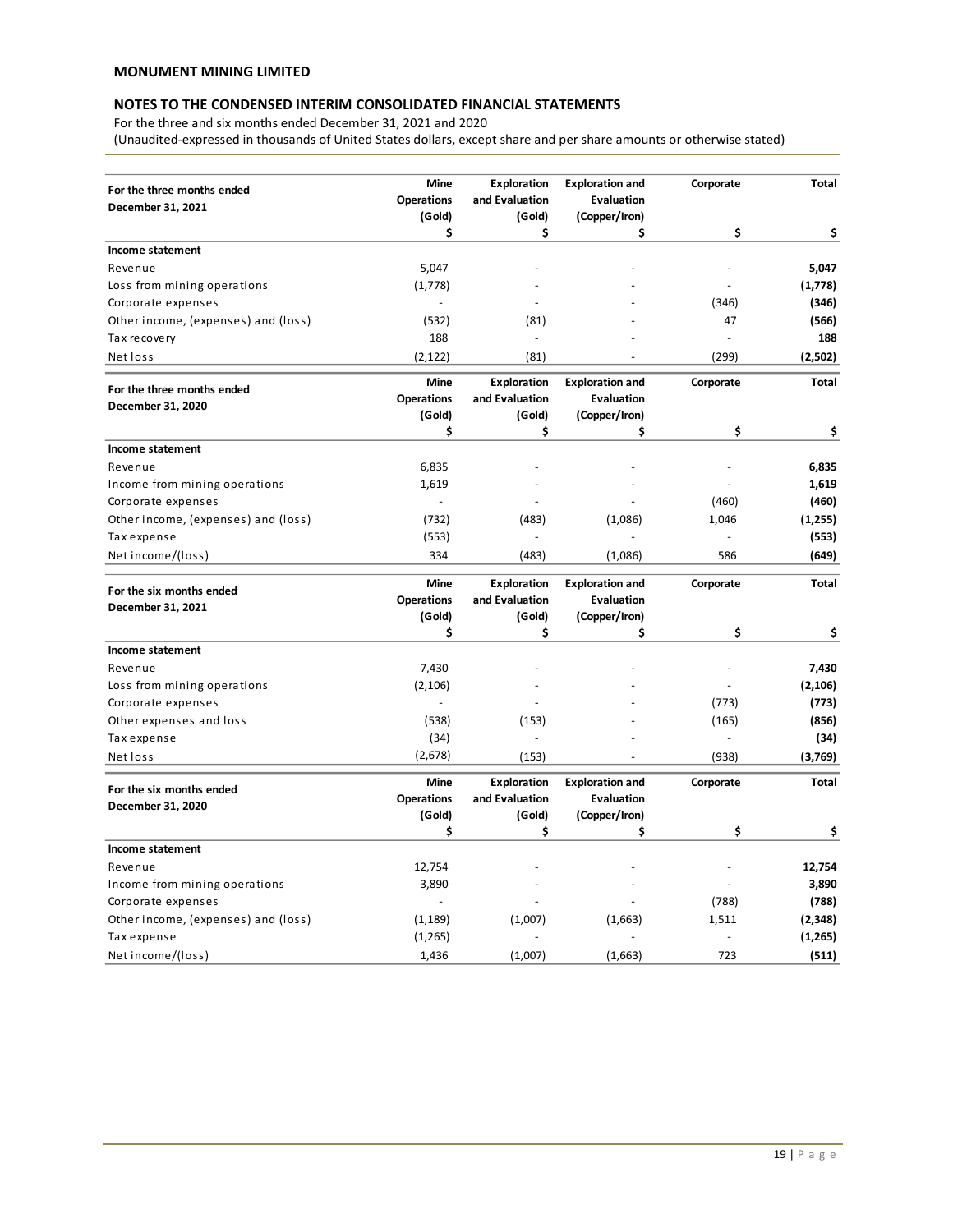**MONUMENT MINING LIMITED**

**NOTES TO THE CONDENSED INTERIM CONSOLIDATED FINANCIAL STATEMENTS**

For the three and six months ended December 31, 2021 and 2020

(Unaudited-expressed in thousands of United States dollars, except share and per share amounts or otherwise stated)

| **For the three months ended December 31, 2021** | **Mine Operations (Gold)** | **Exploration and Evaluation (Gold)** | **Exploration and Evaluation (Copper/Iron)** | **Corporate** | **Total** |
|---|---|---|---|---|---|
| | **$** | **$** | **$** | **$** | **$** |
| **Income statement** | | | | | |
| Revenue | 5,047 | - | - | - | **5,047** |
| Loss from mining operations | (1,778) | - | - | - | **(1,778)** |
| Corporate expenses | - | - | - | (346) | **(346)** |
| Other income, (expenses) and (loss) | (532) | (81) | - | 47 | **(566)** |
| Tax recovery | 188 | - | - | - | **188** |
| Net loss | (2,122) | (81) | - | (299) | **(2,502)** |

| **For the three months ended December 31, 2020** | **Mine Operations (Gold)** | **Exploration and Evaluation (Gold)** | **Exploration and Evaluation (Copper/Iron)** | **Corporate** | **Total** |
|---|---|---|---|---|---|
| | **$** | **$** | **$** | **$** | **$** |
| **Income statement** | | | | | |
| Revenue | 6,835 | - | - | - | **6,835** |
| Income from mining operations | 1,619 | - | - | - | **1,619** |
| Corporate expenses | - | - | - | (460) | **(460)** |
| Other income, (expenses) and (loss) | (732) | (483) | (1,086) | 1,046 | **(1,255)** |
| Tax expense | (553) | - | - | - | **(553)** |
| Net income/(loss) | 334 | (483) | (1,086) | 586 | **(649)** |

| **For the six months ended December 31, 2021** | **Mine Operations (Gold)** | **Exploration and Evaluation (Gold)** | **Exploration and Evaluation (Copper/Iron)** | **Corporate** | **Total** |
|---|---|---|---|---|---|
| | **$** | **$** | **$** | **$** | **$** |
| **Income statement** | | | | | |
| Revenue | 7,430 | - | - | - | **7,430** |
| Loss from mining operations | (2,106) | - | - | - | **(2,106)** |
| Corporate expenses | - | - | - | (773) | **(773)** |
| Other expenses and loss | (538) | (153) | - | (165) | **(856)** |
| Tax expense | (34) | - | - | - | **(34)** |
| Net loss | (2,678) | (153) | - | (938) | **(3,769)** |

| **For the six months ended December 31, 2020** | **Mine Operations (Gold)** | **Exploration and Evaluation (Gold)** | **Exploration and Evaluation (Copper/Iron)** | **Corporate** | **Total** |
|---|---|---|---|---|---|
| | **$** | **$** | **$** | **$** | **$** |
| **Income statement** | | | | | |
| Revenue | 12,754 | - | - | - | **12,754** |
| Income from mining operations | 3,890 | - | - | - | **3,890** |
| Corporate expenses | - | - | - | (788) | **(788)** |
| Other income, (expenses) and (loss) | (1,189) | (1,007) | (1,663) | 1,511 | **(2,348)** |
| Tax expense | (1,265) | - | - | - | **(1,265)** |
| Net income/(loss) | 1,436 | (1,007) | (1,663) | 723 | **(511)** |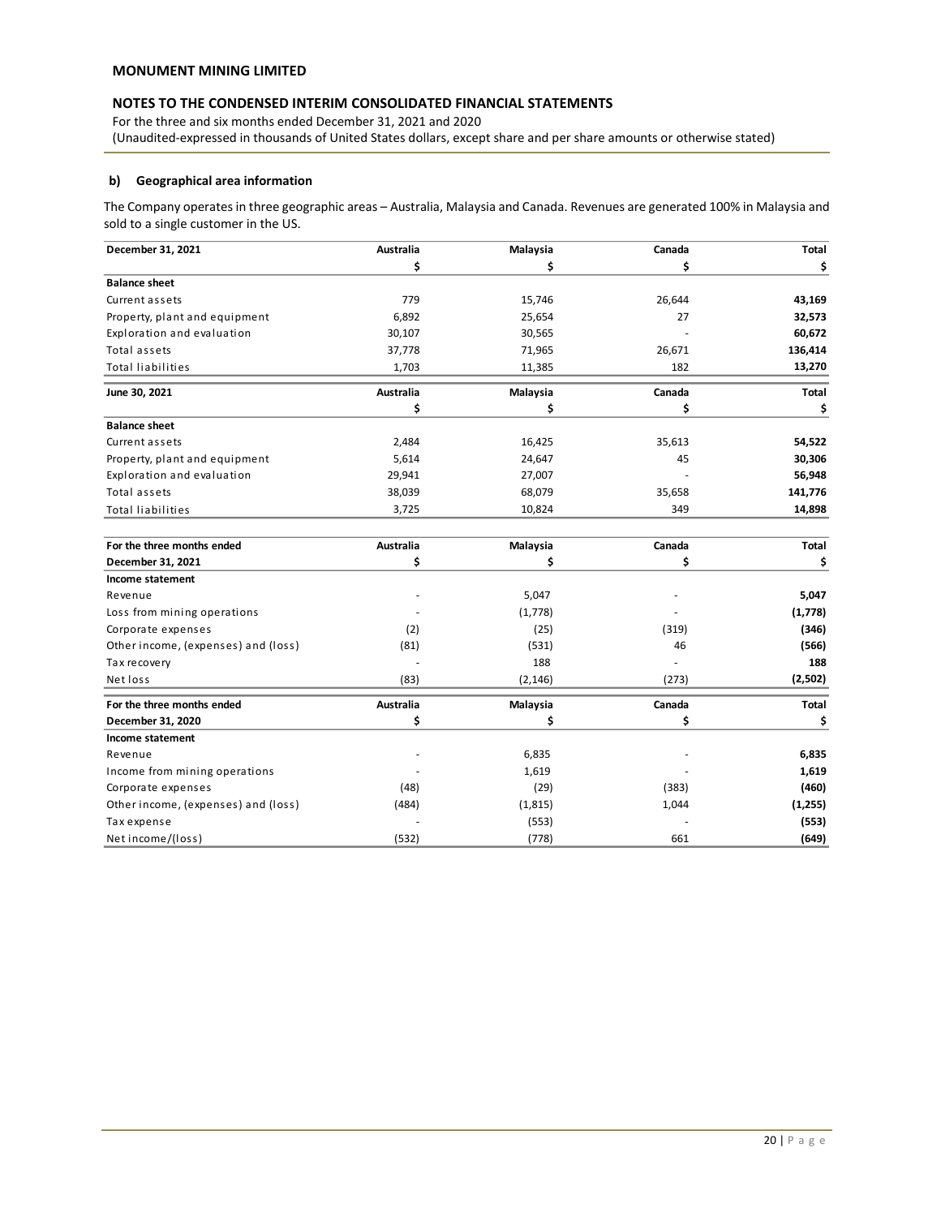**b) Geographical area information**

The Company operates in three geographic areas – Australia, Malaysia and Canada. Revenues are generated 100% in Malaysia and sold to a single customer in the US.

| December 31, 2021 | Australia | Malaysia | Canada | Total |
|---|---|---|---|---|
| | $ | $ | $ | $ |
| **Balance sheet** | | | | |
| Current assets | 779 | 15,746 | 26,644 | **43,169** |
| Property, plant and equipment | 6,892 | 25,654 | 27 | **32,573** |
| Exploration and evaluation | 30,107 | 30,565 | - | **60,672** |
| Total assets | 37,778 | 71,965 | 26,671 | **136,414** |
| Total liabilities | 1,703 | 11,385 | 182 | **13,270** |

| June 30, 2021 | Australia | Malaysia | Canada | Total |
|---|---|---|---|---|
| | $ | $ | $ | $ |
| **Balance sheet** | | | | |
| Current assets | 2,484 | 16,425 | 35,613 | **54,522** |
| Property, plant and equipment | 5,614 | 24,647 | 45 | **30,306** |
| Exploration and evaluation | 29,941 | 27,007 | - | **56,948** |
| Total assets | 38,039 | 68,079 | 35,658 | **141,776** |
| Total liabilities | 3,725 | 10,824 | 349 | **14,898** |

| For the three months ended December 31, 2021 | Australia | Malaysia | Canada | Total |
|---|---|---|---|---|
| | $ | $ | $ | $ |
| **Income statement** | | | | |
| Revenue | - | 5,047 | - | **5,047** |
| Loss from mining operations | - | (1,778) | - | **(1,778)** |
| Corporate expenses | (2) | (25) | (319) | **(346)** |
| Other income, (expenses) and (loss) | (81) | (531) | 46 | **(566)** |
| Tax recovery | - | 188 | - | **188** |
| Net loss | (83) | (2,146) | (273) | **(2,502)** |

| For the three months ended December 31, 2020 | Australia | Malaysia | Canada | Total |
|---|---|---|---|---|
| | $ | $ | $ | $ |
| **Income statement** | | | | |
| Revenue | - | 6,835 | - | **6,835** |
| Income from mining operations | - | 1,619 | - | **1,619** |
| Corporate expenses | (48) | (29) | (383) | **(460)** |
| Other income, (expenses) and (loss) | (484) | (1,815) | 1,044 | **(1,255)** |
| Tax expense | - | (553) | - | **(553)** |
| Net income/(loss) | (532) | (778) | 661 | **(649)** |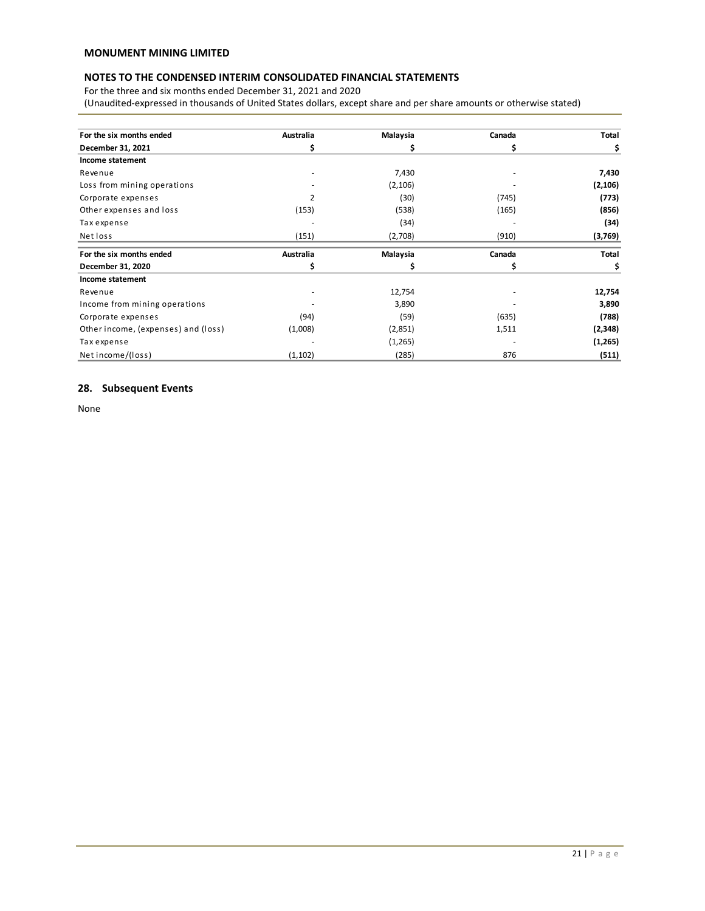**MONUMENT MINING LIMITED**

**NOTES TO THE CONDENSED INTERIM CONSOLIDATED FINANCIAL STATEMENTS**

For the three and six months ended December 31, 2021 and 2020

(Unaudited-expressed in thousands of United States dollars, except share and per share amounts or otherwise stated)

| **For the six months ended** | **Australia** | **Malaysia** | **Canada** | **Total** |
|---|---|---|---|---|
| **December 31, 2021** | **$** | **$** | **$** | **$** |
| **Income statement** | | | | |
| Revenue | - | 7,430 | - | **7,430** |
| Loss from mining operations | - | (2,106) | - | **(2,106)** |
| Corporate expenses | 2 | (30) | (745) | **(773)** |
| Other expenses and loss | (153) | (538) | (165) | **(856)** |
| Tax expense | - | (34) | - | **(34)** |
| Net loss | (151) | (2,708) | (910) | **(3,769)** |

| **For the six months ended** | **Australia** | **Malaysia** | **Canada** | **Total** |
|---|---|---|---|---|
| **December 31, 2020** | **$** | **$** | **$** | **$** |
| **Income statement** | | | | |
| Revenue | - | 12,754 | - | **12,754** |
| Income from mining operations | - | 3,890 | - | **3,890** |
| Corporate expenses | (94) | (59) | (635) | **(788)** |
| Other income, (expenses) and (loss) | (1,008) | (2,851) | 1,511 | **(2,348)** |
| Tax expense | - | (1,265) | - | **(1,265)** |
| Net income/(loss) | (1,102) | (285) | 876 | **(511)** |

## 28. Subsequent Events

None